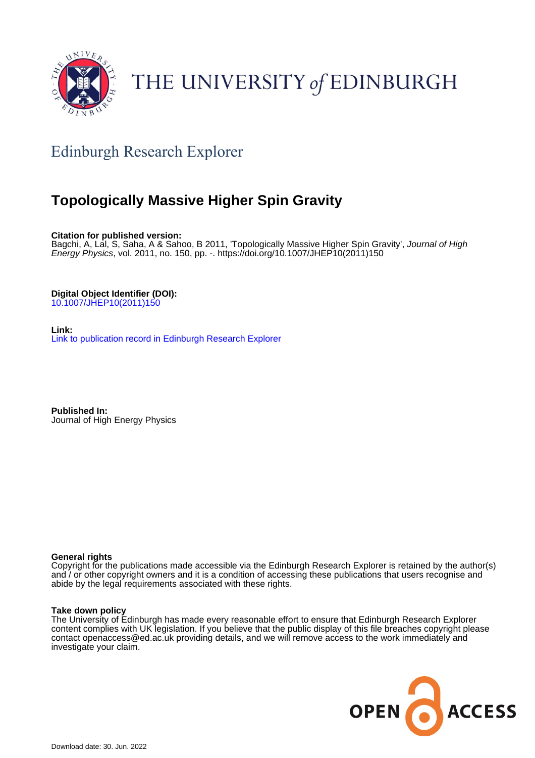THE UNIVERSITY of EDINBURGH

## Edinburgh Research Explorer

# Topologically Massive Higher Spin Gravity

**Citation for published version:**
Bagchi, A, Lal, S, Saha, A & Sahoo, B 2011, 'Topologically Massive Higher Spin Gravity', *Journal of High Energy Physics*, vol. 2011, no. 150, pp. -. https://doi.org/10.1007/JHEP10(2011)150

**Digital Object Identifier (DOI):**
10.1007/JHEP10(2011)150

**Link:**
Link to publication record in Edinburgh Research Explorer

**Published In:**
Journal of High Energy Physics

**General rights**
Copyright for the publications made accessible via the Edinburgh Research Explorer is retained by the author(s) and / or other copyright owners and it is a condition of accessing these publications that users recognise and abide by the legal requirements associated with these rights.

**Take down policy**
The University of Edinburgh has made every reasonable effort to ensure that Edinburgh Research Explorer content complies with UK legislation. If you believe that the public display of this file breaches copyright please contact openaccess@ed.ac.uk providing details, and we will remove access to the work immediately and investigate your claim.

OPEN ACCESS

Download date: 30. Jun. 2022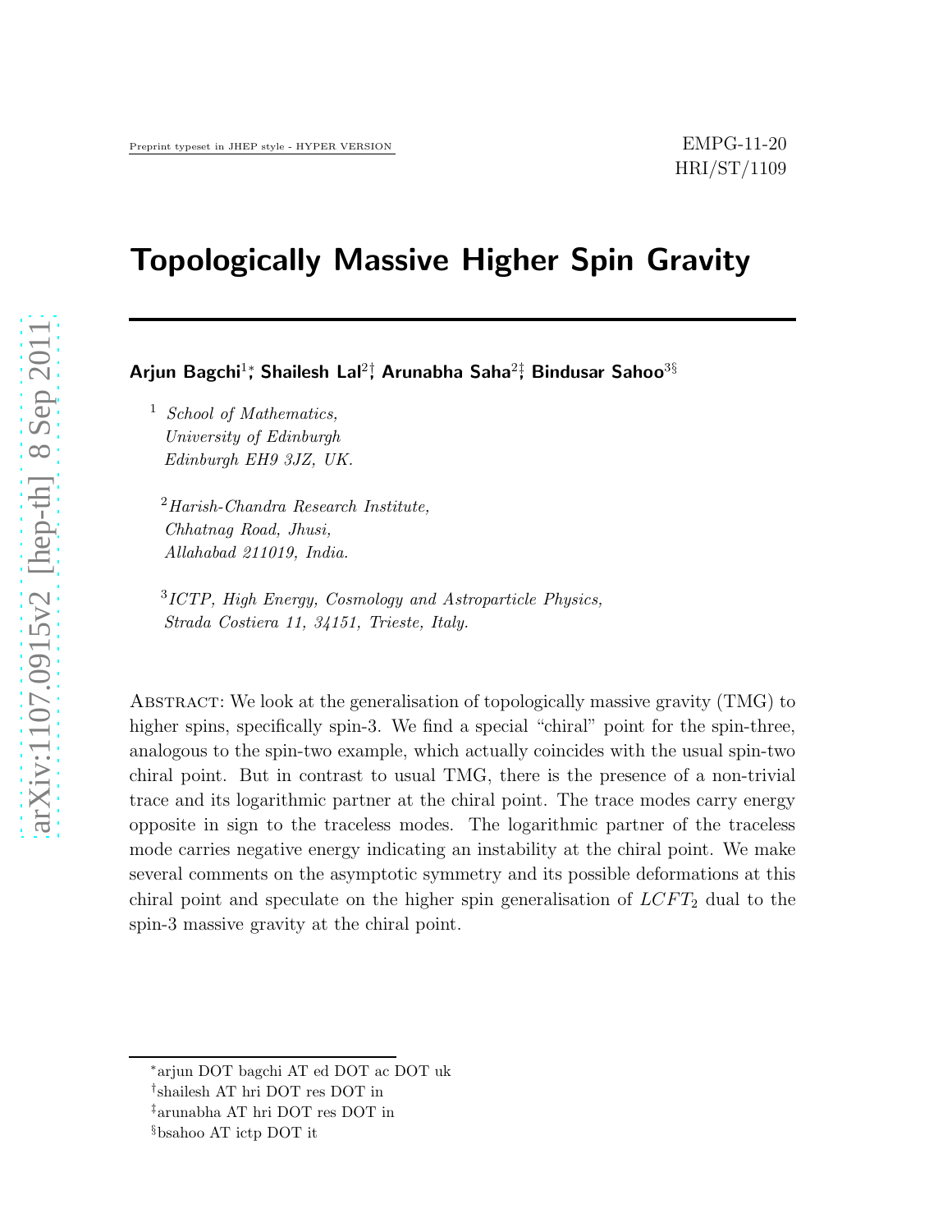Preprint typeset in JHEP style - HYPER VERSION

EMPG-11-20
HRI/ST/1109

# Topologically Massive Higher Spin Gravity

**Arjun Bagchi**[1,*], **Shailesh Lal**[2,†], **Arunabha Saha**[2,‡], **Bindusar Sahoo**[3,§]

[1] *School of Mathematics,*
*University of Edinburgh*
*Edinburgh EH9 3JZ, UK.*

[2] *Harish-Chandra Research Institute,*
*Chhatnag Road, Jhusi,*
*Allahabad 211019, India.*

[3] *ICTP, High Energy, Cosmology and Astroparticle Physics,*
*Strada Costiera 11, 34151, Trieste, Italy.*

Abstract: We look at the generalisation of topologically massive gravity (TMG) to higher spins, specifically spin-3. We find a special "chiral" point for the spin-three, analogous to the spin-two example, which actually coincides with the usual spin-two chiral point. But in contrast to usual TMG, there is the presence of a non-trivial trace and its logarithmic partner at the chiral point. The trace modes carry energy opposite in sign to the traceless modes. The logarithmic partner of the traceless mode carries negative energy indicating an instability at the chiral point. We make several comments on the asymptotic symmetry and its possible deformations at this chiral point and speculate on the higher spin generalisation of $LCFT_2$ dual to the spin-3 massive gravity at the chiral point.

[*] arjun DOT bagchi AT ed DOT ac DOT uk
[†] shailesh AT hri DOT res DOT in
[‡] arunabha AT hri DOT res DOT in
[§] bsahoo AT ictp DOT it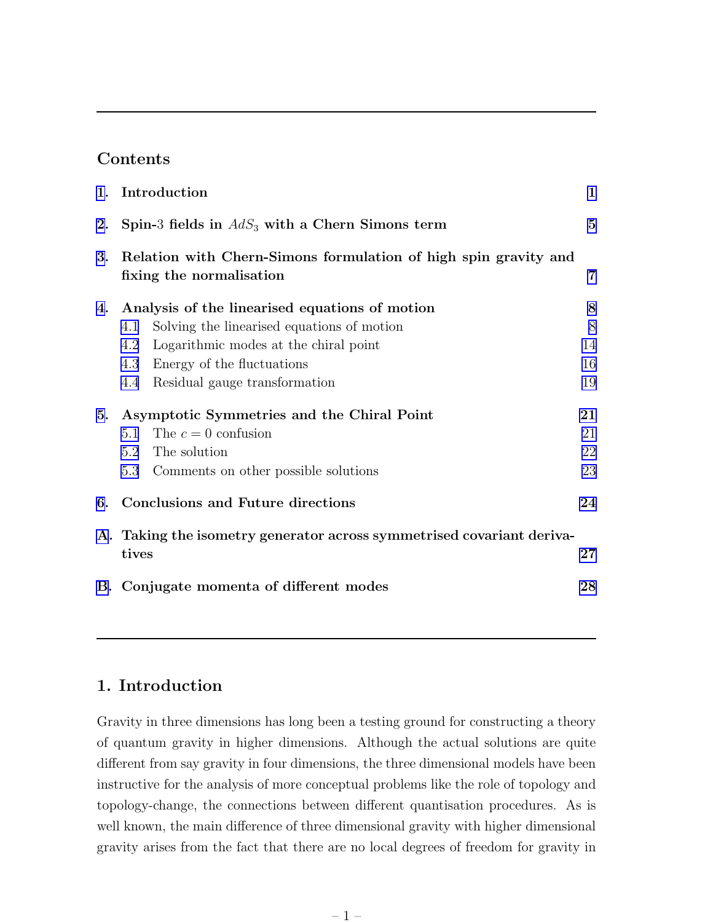## Contents

| | | |
|---|---|---|
| **1.** | **Introduction** | **1** |
| **2.** | **Spin-3 fields in $AdS_3$ with a Chern Simons term** | **5** |
| **3.** | **Relation with Chern-Simons formulation of high spin gravity and fixing the normalisation** | **7** |
| **4.** | **Analysis of the linearised equations of motion** | **8** |
| 4.1 | Solving the linearised equations of motion | 8 |
| 4.2 | Logarithmic modes at the chiral point | 14 |
| 4.3 | Energy of the fluctuations | 16 |
| 4.4 | Residual gauge transformation | 19 |
| **5.** | **Asymptotic Symmetries and the Chiral Point** | **21** |
| 5.1 | The $c = 0$ confusion | 21 |
| 5.2 | The solution | 22 |
| 5.3 | Comments on other possible solutions | 23 |
| **6.** | **Conclusions and Future directions** | **24** |
| **A.** | **Taking the isometry generator across symmetrised covariant derivatives** | **27** |
| **B.** | **Conjugate momenta of different modes** | **28** |

## 1. Introduction

Gravity in three dimensions has long been a testing ground for constructing a theory of quantum gravity in higher dimensions. Although the actual solutions are quite different from say gravity in four dimensions, the three dimensional models have been instructive for the analysis of more conceptual problems like the role of topology and topology-change, the connections between different quantisation procedures. As is well known, the main difference of three dimensional gravity with higher dimensional gravity arises from the fact that there are no local degrees of freedom for gravity in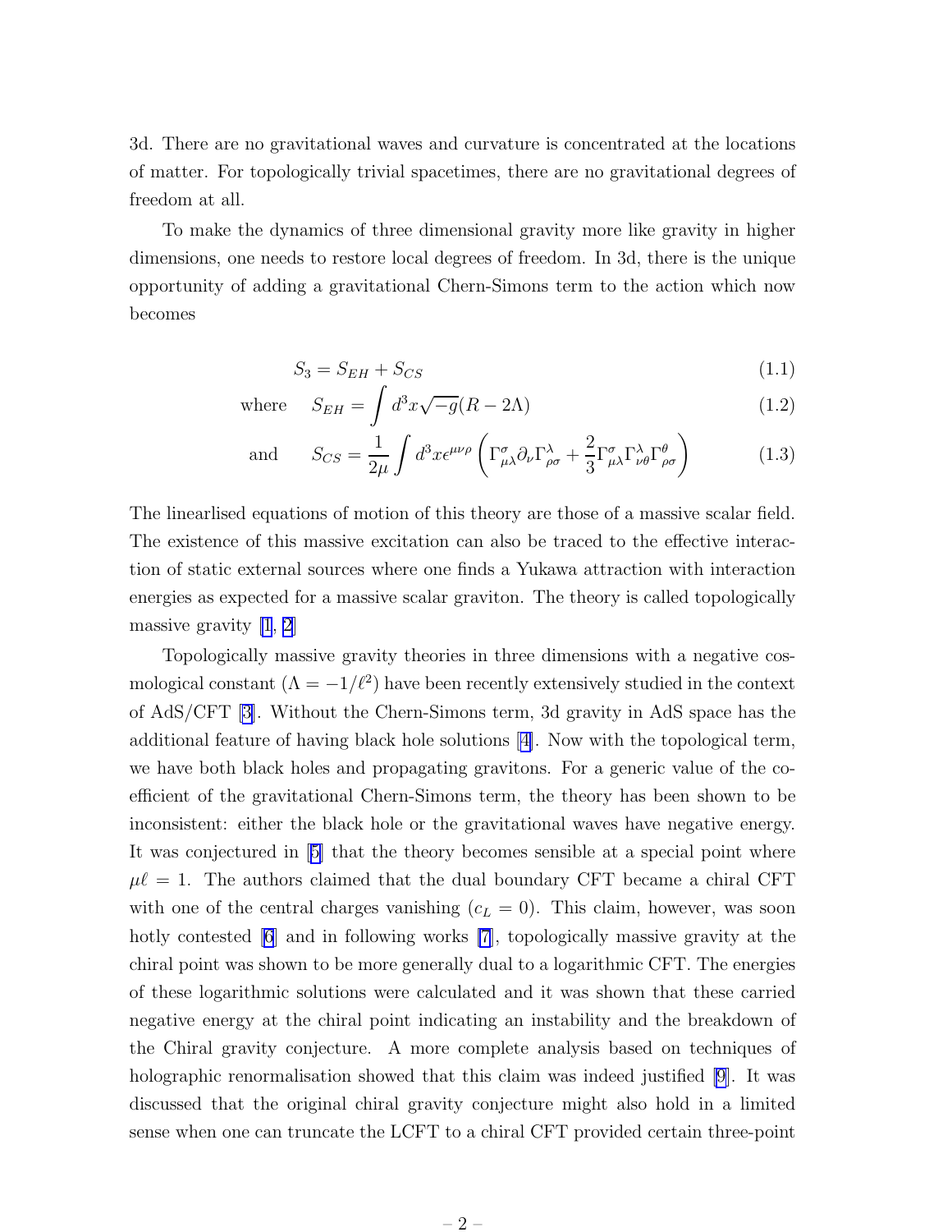3d. There are no gravitational waves and curvature is concentrated at the locations of matter. For topologically trivial spacetimes, there are no gravitational degrees of freedom at all.

To make the dynamics of three dimensional gravity more like gravity in higher dimensions, one needs to restore local degrees of freedom. In 3d, there is the unique opportunity of adding a gravitational Chern-Simons term to the action which now becomes

$$S_3 = S_{EH} + S_{CS} \tag{1.1}$$

$$\text{where} \quad S_{EH} = \int d^3x \sqrt{-g}(R - 2\Lambda) \tag{1.2}$$

$$\text{and} \quad S_{CS} = \frac{1}{2\mu} \int d^3x \epsilon^{\mu\nu\rho} \left( \Gamma^\sigma_{\mu\lambda} \partial_\nu \Gamma^\lambda_{\rho\sigma} + \frac{2}{3} \Gamma^\sigma_{\mu\lambda} \Gamma^\lambda_{\nu\theta} \Gamma^\theta_{\rho\sigma} \right) \tag{1.3}$$

The linearlised equations of motion of this theory are those of a massive scalar field. The existence of this massive excitation can also be traced to the effective interaction of static external sources where one finds a Yukawa attraction with interaction energies as expected for a massive scalar graviton. The theory is called topologically massive gravity [1, 2]

Topologically massive gravity theories in three dimensions with a negative cosmological constant ($\Lambda = -1/\ell^2$) have been recently extensively studied in the context of AdS/CFT [3]. Without the Chern-Simons term, 3d gravity in AdS space has the additional feature of having black hole solutions [4]. Now with the topological term, we have both black holes and propagating gravitons. For a generic value of the coefficient of the gravitational Chern-Simons term, the theory has been shown to be inconsistent: either the black hole or the gravitational waves have negative energy. It was conjectured in [5] that the theory becomes sensible at a special point where $\mu\ell = 1$. The authors claimed that the dual boundary CFT became a chiral CFT with one of the central charges vanishing ($c_L = 0$). This claim, however, was soon hotly contested [6] and in following works [7], topologically massive gravity at the chiral point was shown to be more generally dual to a logarithmic CFT. The energies of these logarithmic solutions were calculated and it was shown that these carried negative energy at the chiral point indicating an instability and the breakdown of the Chiral gravity conjecture. A more complete analysis based on techniques of holographic renormalisation showed that this claim was indeed justified [9]. It was discussed that the original chiral gravity conjecture might also hold in a limited sense when one can truncate the LCFT to a chiral CFT provided certain three-point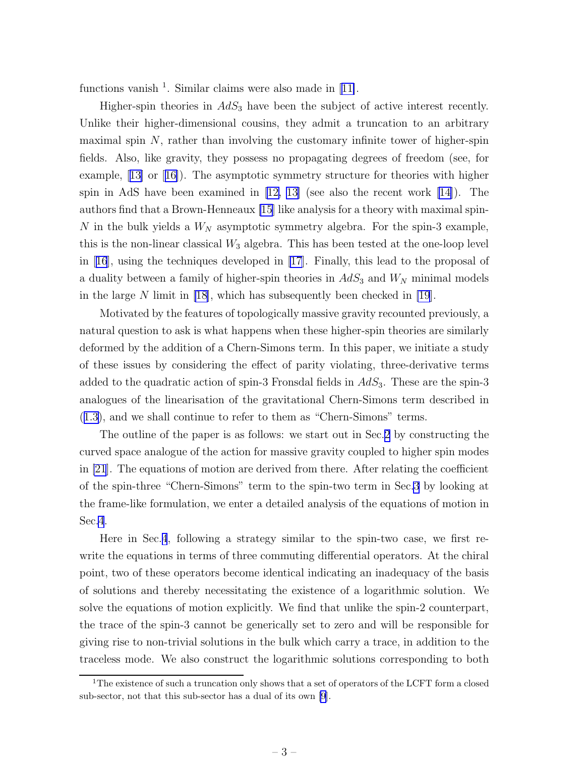functions vanish [1]. Similar claims were also made in [11].

Higher-spin theories in $AdS_3$ have been the subject of active interest recently. Unlike their higher-dimensional cousins, they admit a truncation to an arbitrary maximal spin $N$, rather than involving the customary infinite tower of higher-spin fields. Also, like gravity, they possess no propagating degrees of freedom (see, for example, [13] or [16]). The asymptotic symmetry structure for theories with higher spin in AdS have been examined in [12, 13] (see also the recent work [14]). The authors find that a Brown-Henneaux [15] like analysis for a theory with maximal spin-$N$ in the bulk yields a $W_N$ asymptotic symmetry algebra. For the spin-3 example, this is the non-linear classical $W_3$ algebra. This has been tested at the one-loop level in [16], using the techniques developed in [17]. Finally, this lead to the proposal of a duality between a family of higher-spin theories in $AdS_3$ and $W_N$ minimal models in the large $N$ limit in [18], which has subsequently been checked in [19].

Motivated by the features of topologically massive gravity recounted previously, a natural question to ask is what happens when these higher-spin theories are similarly deformed by the addition of a Chern-Simons term. In this paper, we initiate a study of these issues by considering the effect of parity violating, three-derivative terms added to the quadratic action of spin-3 Fronsdal fields in $AdS_3$. These are the spin-3 analogues of the linearisation of the gravitational Chern-Simons term described in (1.3), and we shall continue to refer to them as "Chern-Simons" terms.

The outline of the paper is as follows: we start out in Sec.2 by constructing the curved space analogue of the action for massive gravity coupled to higher spin modes in [21]. The equations of motion are derived from there. After relating the coefficient of the spin-three "Chern-Simons" term to the spin-two term in Sec.3 by looking at the frame-like formulation, we enter a detailed analysis of the equations of motion in Sec.4.

Here in Sec.4, following a strategy similar to the spin-two case, we first rewrite the equations in terms of three commuting differential operators. At the chiral point, two of these operators become identical indicating an inadequacy of the basis of solutions and thereby necessitating the existence of a logarithmic solution. We solve the equations of motion explicitly. We find that unlike the spin-2 counterpart, the trace of the spin-3 cannot be generically set to zero and will be responsible for giving rise to non-trivial solutions in the bulk which carry a trace, in addition to the traceless mode. We also construct the logarithmic solutions corresponding to both

[1] The existence of such a truncation only shows that a set of operators of the LCFT form a closed sub-sector, not that this sub-sector has a dual of its own [9].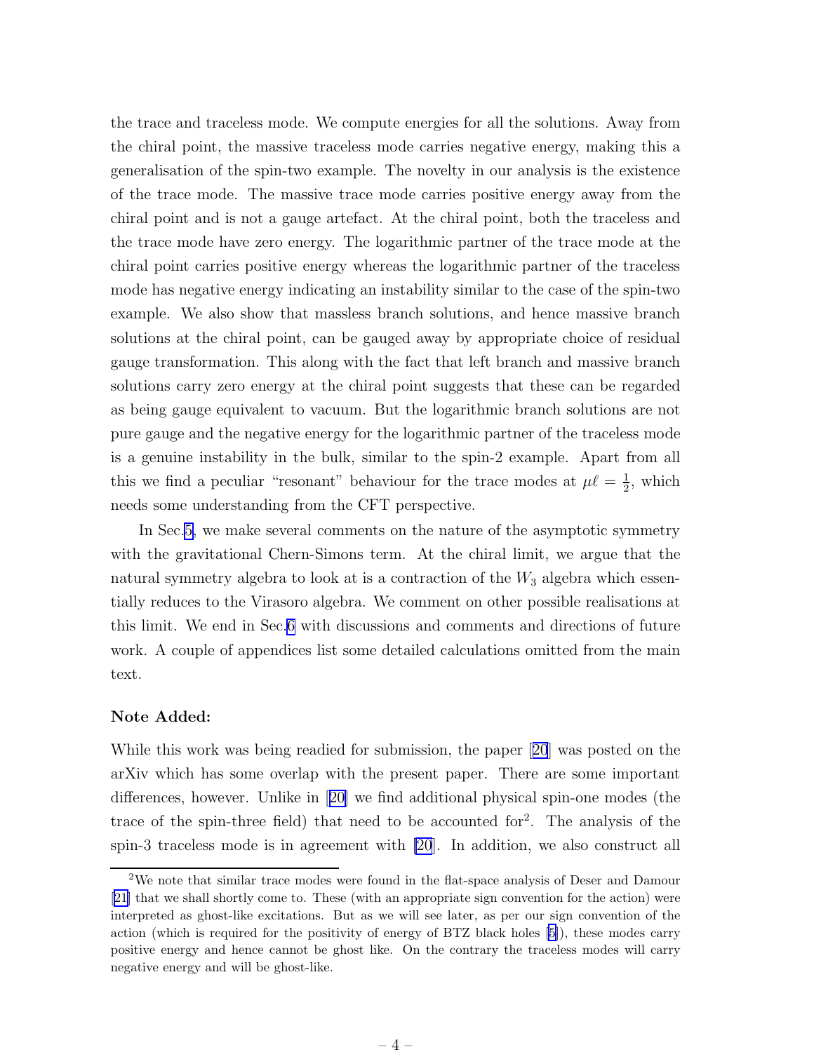the trace and traceless mode. We compute energies for all the solutions. Away from the chiral point, the massive traceless mode carries negative energy, making this a generalisation of the spin-two example. The novelty in our analysis is the existence of the trace mode. The massive trace mode carries positive energy away from the chiral point and is not a gauge artefact. At the chiral point, both the traceless and the trace mode have zero energy. The logarithmic partner of the trace mode at the chiral point carries positive energy whereas the logarithmic partner of the traceless mode has negative energy indicating an instability similar to the case of the spin-two example. We also show that massless branch solutions, and hence massive branch solutions at the chiral point, can be gauged away by appropriate choice of residual gauge transformation. This along with the fact that left branch and massive branch solutions carry zero energy at the chiral point suggests that these can be regarded as being gauge equivalent to vacuum. But the logarithmic branch solutions are not pure gauge and the negative energy for the logarithmic partner of the traceless mode is a genuine instability in the bulk, similar to the spin-2 example. Apart from all this we find a peculiar "resonant" behaviour for the trace modes at $\mu\ell = \frac{1}{2}$, which needs some understanding from the CFT perspective.

In Sec.5, we make several comments on the nature of the asymptotic symmetry with the gravitational Chern-Simons term. At the chiral limit, we argue that the natural symmetry algebra to look at is a contraction of the $W_3$ algebra which essentially reduces to the Virasoro algebra. We comment on other possible realisations at this limit. We end in Sec.6 with discussions and comments and directions of future work. A couple of appendices list some detailed calculations omitted from the main text.

**Note Added:**

While this work was being readied for submission, the paper [20] was posted on the arXiv which has some overlap with the present paper. There are some important differences, however. Unlike in [20] we find additional physical spin-one modes (the trace of the spin-three field) that need to be accounted for[2]. The analysis of the spin-3 traceless mode is in agreement with [20]. In addition, we also construct all

[2] We note that similar trace modes were found in the flat-space analysis of Deser and Damour [21] that we shall shortly come to. These (with an appropriate sign convention for the action) were interpreted as ghost-like excitations. But as we will see later, as per our sign convention of the action (which is required for the positivity of energy of BTZ black holes [5]), these modes carry positive energy and hence cannot be ghost like. On the contrary the traceless modes will carry negative energy and will be ghost-like.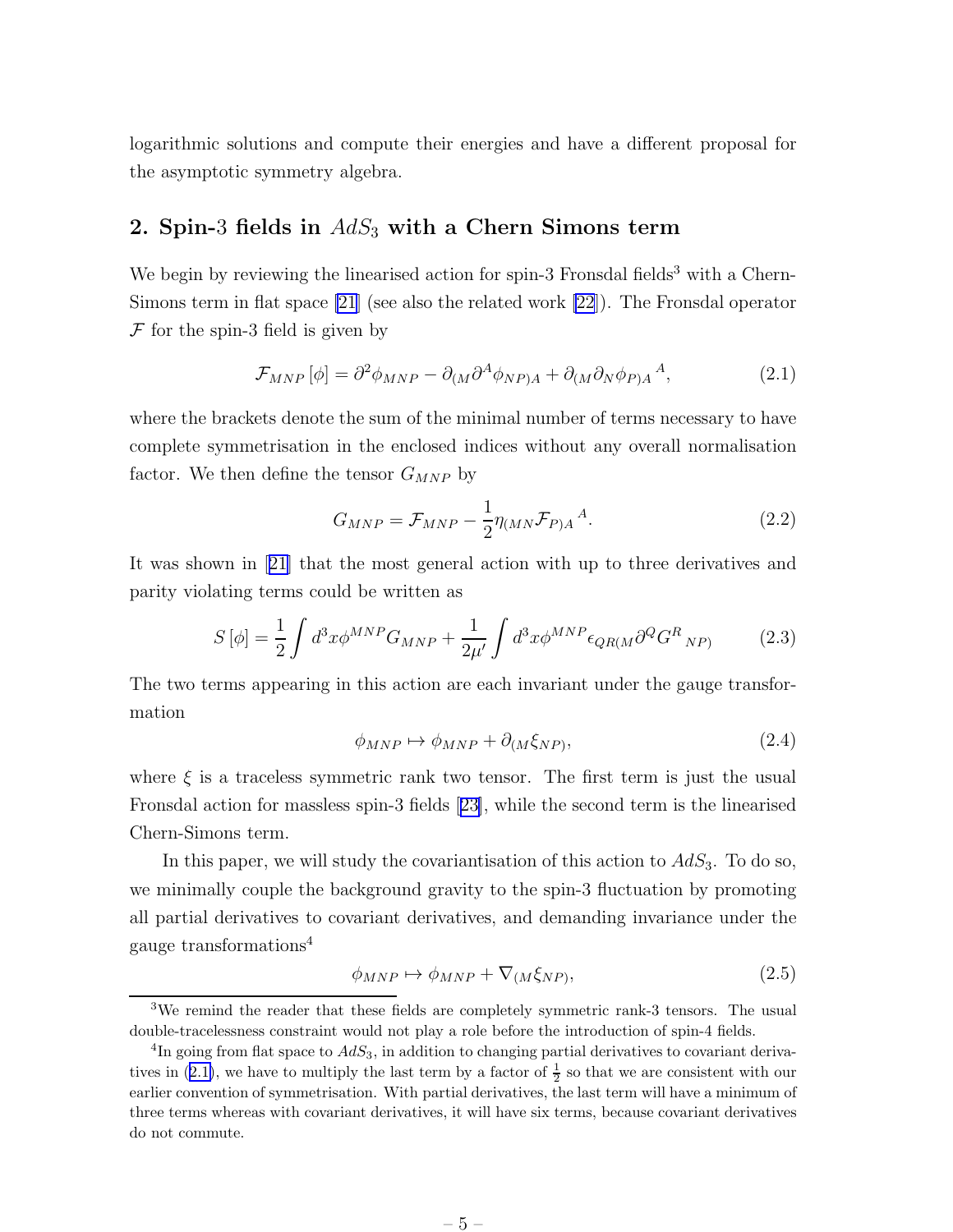logarithmic solutions and compute their energies and have a different proposal for the asymptotic symmetry algebra.

## 2. Spin-3 fields in $AdS_3$ with a Chern Simons term

We begin by reviewing the linearised action for spin-3 Fronsdal fields[3] with a Chern-Simons term in flat space [21] (see also the related work [22]). The Fronsdal operator $\mathcal{F}$ for the spin-3 field is given by

$$\mathcal{F}_{MNP}\left[\phi\right] = \partial^2 \phi_{MNP} - \partial_{(M}\partial^A \phi_{NP)A} + \partial_{(M}\partial_N \phi_{P)A}{}^{A}, \tag{2.1}$$

where the brackets denote the sum of the minimal number of terms necessary to have complete symmetrisation in the enclosed indices without any overall normalisation factor. We then define the tensor $G_{MNP}$ by

$$G_{MNP} = \mathcal{F}_{MNP} - \frac{1}{2}\eta_{(MN}\mathcal{F}_{P)A}{}^{A}. \tag{2.2}$$

It was shown in [21] that the most general action with up to three derivatives and parity violating terms could be written as

$$S\left[\phi\right] = \frac{1}{2}\int d^3x \phi^{MNP} G_{MNP} + \frac{1}{2\mu'}\int d^3x \phi^{MNP}\epsilon_{QR(M}\partial^Q G^R{}_{NP)} \tag{2.3}$$

The two terms appearing in this action are each invariant under the gauge transformation

$$\phi_{MNP} \mapsto \phi_{MNP} + \partial_{(M}\xi_{NP)}, \tag{2.4}$$

where $\xi$ is a traceless symmetric rank two tensor. The first term is just the usual Fronsdal action for massless spin-3 fields [23], while the second term is the linearised Chern-Simons term.

In this paper, we will study the covariantisation of this action to $AdS_3$. To do so, we minimally couple the background gravity to the spin-3 fluctuation by promoting all partial derivatives to covariant derivatives, and demanding invariance under the gauge transformations[4]

$$\phi_{MNP} \mapsto \phi_{MNP} + \nabla_{(M}\xi_{NP)}, \tag{2.5}$$

[3] We remind the reader that these fields are completely symmetric rank-3 tensors. The usual double-tracelessness constraint would not play a role before the introduction of spin-4 fields.

[4] In going from flat space to $AdS_3$, in addition to changing partial derivatives to covariant derivatives in (2.1), we have to multiply the last term by a factor of $\frac{1}{2}$ so that we are consistent with our earlier convention of symmetrisation. With partial derivatives, the last term will have a minimum of three terms whereas with covariant derivatives, it will have six terms, because covariant derivatives do not commute.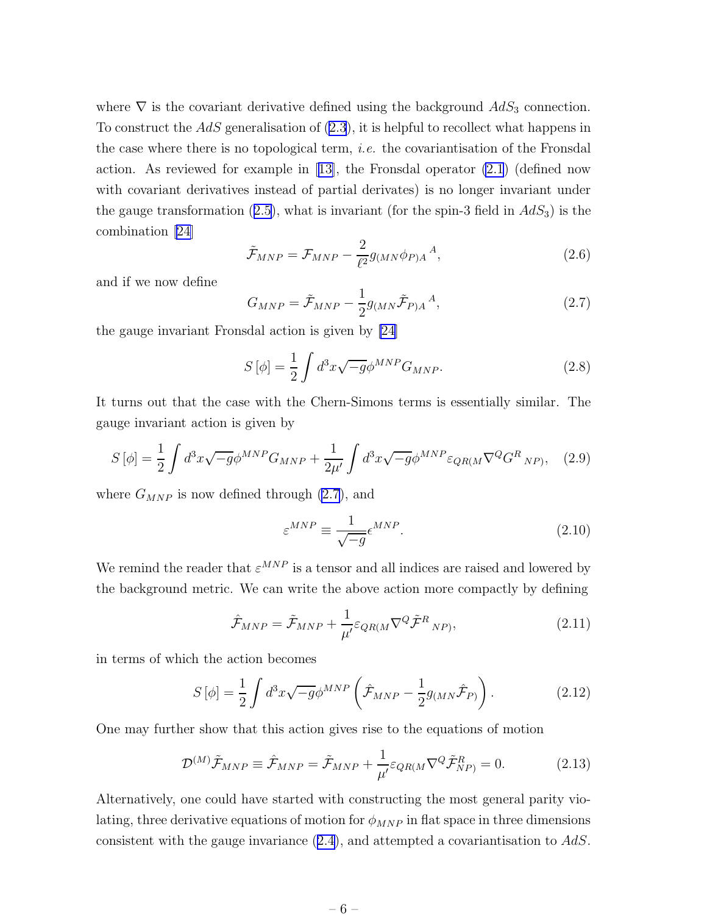where $\nabla$ is the covariant derivative defined using the background $AdS_3$ connection. To construct the $AdS$ generalisation of (2.3), it is helpful to recollect what happens in the case where there is no topological term, *i.e.* the covariantisation of the Fronsdal action. As reviewed for example in [13], the Fronsdal operator (2.1) (defined now with covariant derivatives instead of partial derivates) is no longer invariant under the gauge transformation (2.5), what is invariant (for the spin-3 field in $AdS_3$) is the combination [24]

$$\tilde{\mathcal{F}}_{MNP} = \mathcal{F}_{MNP} - \frac{2}{\ell^2} g_{(MN}\phi_{P)A}{}^{A}, \tag{2.6}$$

and if we now define

$$G_{MNP} = \tilde{\mathcal{F}}_{MNP} - \frac{1}{2} g_{(MN}\tilde{\mathcal{F}}_{P)A}{}^{A}, \tag{2.7}$$

the gauge invariant Fronsdal action is given by [24]

$$S[\phi] = \frac{1}{2}\int d^3x \sqrt{-g}\, \phi^{MNP} G_{MNP}. \tag{2.8}$$

It turns out that the case with the Chern-Simons terms is essentially similar. The gauge invariant action is given by

$$S[\phi] = \frac{1}{2}\int d^3x \sqrt{-g}\, \phi^{MNP} G_{MNP} + \frac{1}{2\mu'}\int d^3x \sqrt{-g}\, \phi^{MNP} \varepsilon_{QR(M}\nabla^{Q} G^{R}{}_{NP)}, \tag{2.9}$$

where $G_{MNP}$ is now defined through (2.7), and

$$\varepsilon^{MNP} \equiv \frac{1}{\sqrt{-g}} \epsilon^{MNP}. \tag{2.10}$$

We remind the reader that $\varepsilon^{MNP}$ is a tensor and all indices are raised and lowered by the background metric. We can write the above action more compactly by defining

$$\hat{\mathcal{F}}_{MNP} = \tilde{\mathcal{F}}_{MNP} + \frac{1}{\mu'}\varepsilon_{QR(M}\nabla^{Q}\tilde{\mathcal{F}}^{R}{}_{NP)}, \tag{2.11}$$

in terms of which the action becomes

$$S[\phi] = \frac{1}{2}\int d^3x \sqrt{-g}\, \phi^{MNP}\left(\hat{\mathcal{F}}_{MNP} - \frac{1}{2} g_{(MN}\hat{\mathcal{F}}_{P)}\right). \tag{2.12}$$

One may further show that this action gives rise to the equations of motion

$$\mathcal{D}^{(M)}\tilde{\mathcal{F}}_{MNP} \equiv \hat{\mathcal{F}}_{MNP} = \tilde{\mathcal{F}}_{MNP} + \frac{1}{\mu'}\varepsilon_{QR(M}\nabla^{Q}\tilde{\mathcal{F}}^{R}_{NP)} = 0. \tag{2.13}$$

Alternatively, one could have started with constructing the most general parity violating, three derivative equations of motion for $\phi_{MNP}$ in flat space in three dimensions consistent with the gauge invariance (2.4), and attempted a covariantisation to $AdS$.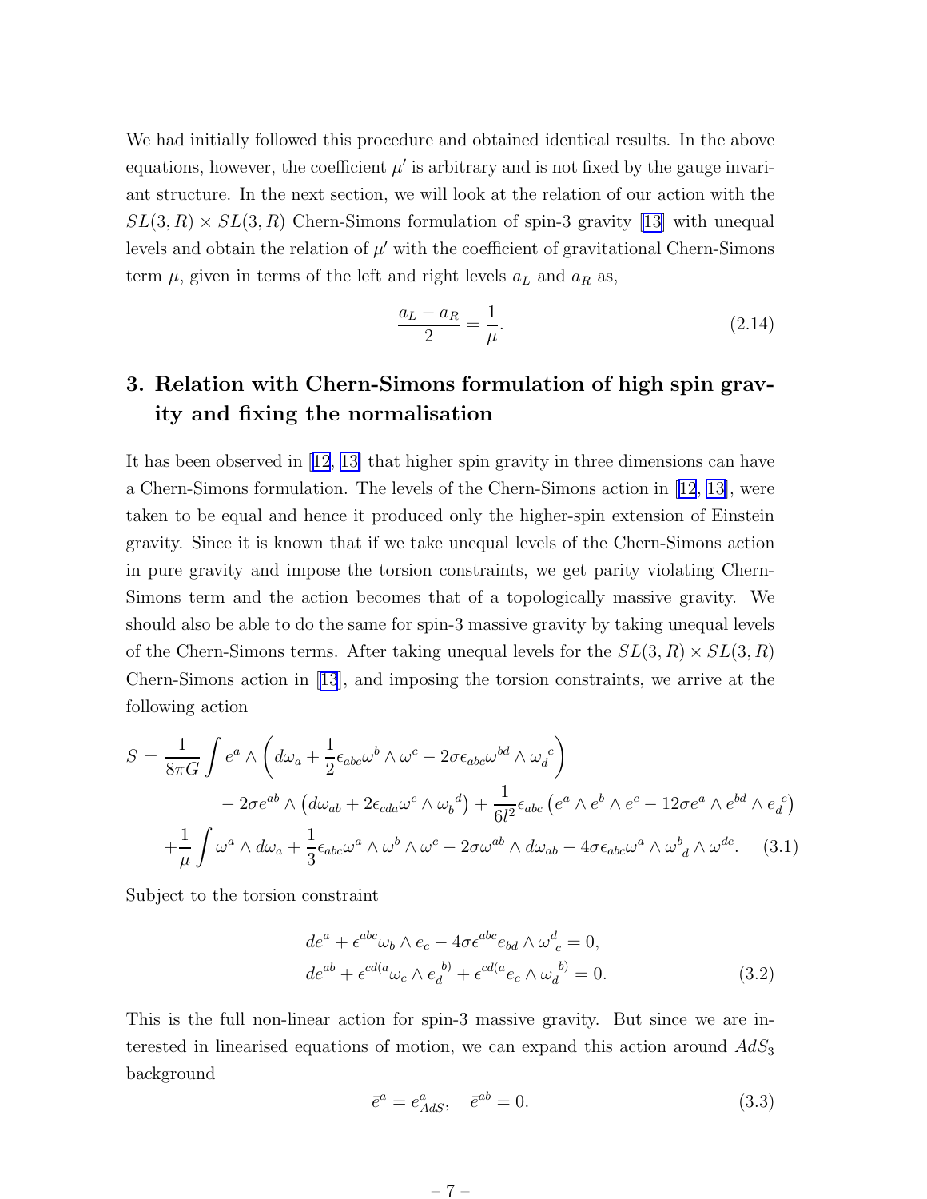We had initially followed this procedure and obtained identical results. In the above equations, however, the coefficient $\mu'$ is arbitrary and is not fixed by the gauge invariant structure. In the next section, we will look at the relation of our action with the $SL(3,R) \times SL(3,R)$ Chern-Simons formulation of spin-3 gravity [13] with unequal levels and obtain the relation of $\mu'$ with the coefficient of gravitational Chern-Simons term $\mu$, given in terms of the left and right levels $a_L$ and $a_R$ as,

$$\frac{a_L - a_R}{2} = \frac{1}{\mu}. \tag{2.14}$$

# 3. Relation with Chern-Simons formulation of high spin gravity and fixing the normalisation

It has been observed in [12, 13] that higher spin gravity in three dimensions can have a Chern-Simons formulation. The levels of the Chern-Simons action in [12, 13], were taken to be equal and hence it produced only the higher-spin extension of Einstein gravity. Since it is known that if we take unequal levels of the Chern-Simons action in pure gravity and impose the torsion constraints, we get parity violating Chern-Simons term and the action becomes that of a topologically massive gravity. We should also be able to do the same for spin-3 massive gravity by taking unequal levels of the Chern-Simons terms. After taking unequal levels for the $SL(3,R) \times SL(3,R)$ Chern-Simons action in [13], and imposing the torsion constraints, we arrive at the following action

$$\begin{aligned} S = \frac{1}{8\pi G}\int e^a \wedge \left( d\omega_a + \frac{1}{2}\epsilon_{abc}\omega^b \wedge \omega^c - 2\sigma\epsilon_{abc}\omega^{bd} \wedge \omega_d{}^c \right) \\ - 2\sigma e^{ab} \wedge \left( d\omega_{ab} + 2\epsilon_{cda}\omega^c \wedge \omega_b{}^d \right) + \frac{1}{6l^2}\epsilon_{abc}\left( e^a \wedge e^b \wedge e^c - 12\sigma e^a \wedge e^{bd} \wedge e_d{}^c \right) \\ + \frac{1}{\mu}\int \omega^a \wedge d\omega_a + \frac{1}{3}\epsilon_{abc}\omega^a \wedge \omega^b \wedge \omega^c - 2\sigma\omega^{ab} \wedge d\omega_{ab} - 4\sigma\epsilon_{abc}\omega^a \wedge \omega^b{}_d \wedge \omega^{dc}. \end{aligned} \tag{3.1}$$

Subject to the torsion constraint

$$\begin{aligned} de^a + \epsilon^{abc}\omega_b \wedge e_c - 4\sigma\epsilon^{abc}e_{bd} \wedge \omega^d{}_c = 0, \\ de^{ab} + \epsilon^{cd(a}\omega_c \wedge e_d{}^{b)} + \epsilon^{cd(a}e_c \wedge \omega_d{}^{b)} = 0. \end{aligned} \tag{3.2}$$

This is the full non-linear action for spin-3 massive gravity. But since we are interested in linearised equations of motion, we can expand this action around $AdS_3$ background

$$\bar{e}^a = e^a_{AdS}, \quad \bar{e}^{ab} = 0. \tag{3.3}$$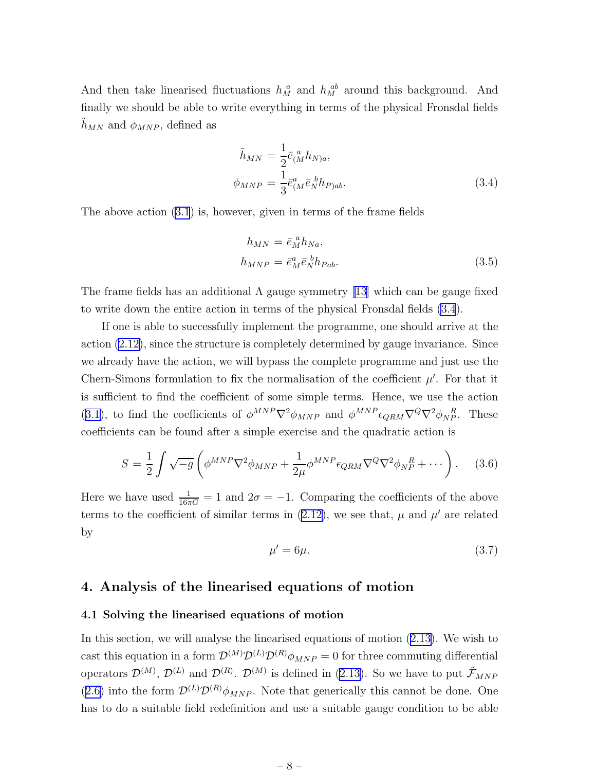And then take linearised fluctuations $h_M^a$ and $h_M^{ab}$ around this background. And finally we should be able to write everything in terms of the physical Fronsdal fields $\tilde{h}_{MN}$ and $\phi_{MNP}$, defined as

$$\begin{aligned}\tilde{h}_{MN} &= \frac{1}{2}\bar{e}_{(M}^{\ a}h_{N)a},\\ \phi_{MNP} &= \frac{1}{3}\bar{e}_{(M}^{a}\bar{e}_{N}^{\ b}h_{P)ab}.\end{aligned}\tag{3.4}$$

The above action (3.1) is, however, given in terms of the frame fields

$$\begin{aligned}h_{MN} &= \bar{e}_{M}^{\ a}h_{Na},\\ h_{MNP} &= \bar{e}_{M}^{a}\bar{e}_{N}^{\ b}h_{Pab}.\end{aligned}\tag{3.5}$$

The frame fields has an additional $\Lambda$ gauge symmetry [13] which can be gauge fixed to write down the entire action in terms of the physical Fronsdal fields (3.4).

If one is able to successfully implement the programme, one should arrive at the action (2.12), since the structure is completely determined by gauge invariance. Since we already have the action, we will bypass the complete programme and just use the Chern-Simons formulation to fix the normalisation of the coefficient $\mu'$. For that it is sufficient to find the coefficient of some simple terms. Hence, we use the action (3.1), to find the coefficients of $\phi^{MNP}\nabla^2\phi_{MNP}$ and $\phi^{MNP}\epsilon_{QRM}\nabla^Q\nabla^2\phi_{NP}^{\ \ R}$. These coefficients can be found after a simple exercise and the quadratic action is

$$S = \frac{1}{2}\int\sqrt{-g}\left(\phi^{MNP}\nabla^2\phi_{MNP} + \frac{1}{2\mu}\phi^{MNP}\epsilon_{QRM}\nabla^Q\nabla^2\phi_{NP}^{\ \ R} + \cdots\right).\tag{3.6}$$

Here we have used $\frac{1}{16\pi G} = 1$ and $2\sigma = -1$. Comparing the coefficients of the above terms to the coefficient of similar terms in (2.12), we see that, $\mu$ and $\mu'$ are related by

$$\mu' = 6\mu.\tag{3.7}$$

## 4. Analysis of the linearised equations of motion

### 4.1 Solving the linearised equations of motion

In this section, we will analyse the linearised equations of motion (2.13). We wish to cast this equation in a form $\mathcal{D}^{(M)}\mathcal{D}^{(L)}\mathcal{D}^{(R)}\phi_{MNP} = 0$ for three commuting differential operators $\mathcal{D}^{(M)}$, $\mathcal{D}^{(L)}$ and $\mathcal{D}^{(R)}$. $\mathcal{D}^{(M)}$ is defined in (2.13). So we have to put $\tilde{\mathcal{F}}_{MNP}$ (2.6) into the form $\mathcal{D}^{(L)}\mathcal{D}^{(R)}\phi_{MNP}$. Note that generically this cannot be done. One has to do a suitable field redefinition and use a suitable gauge condition to be able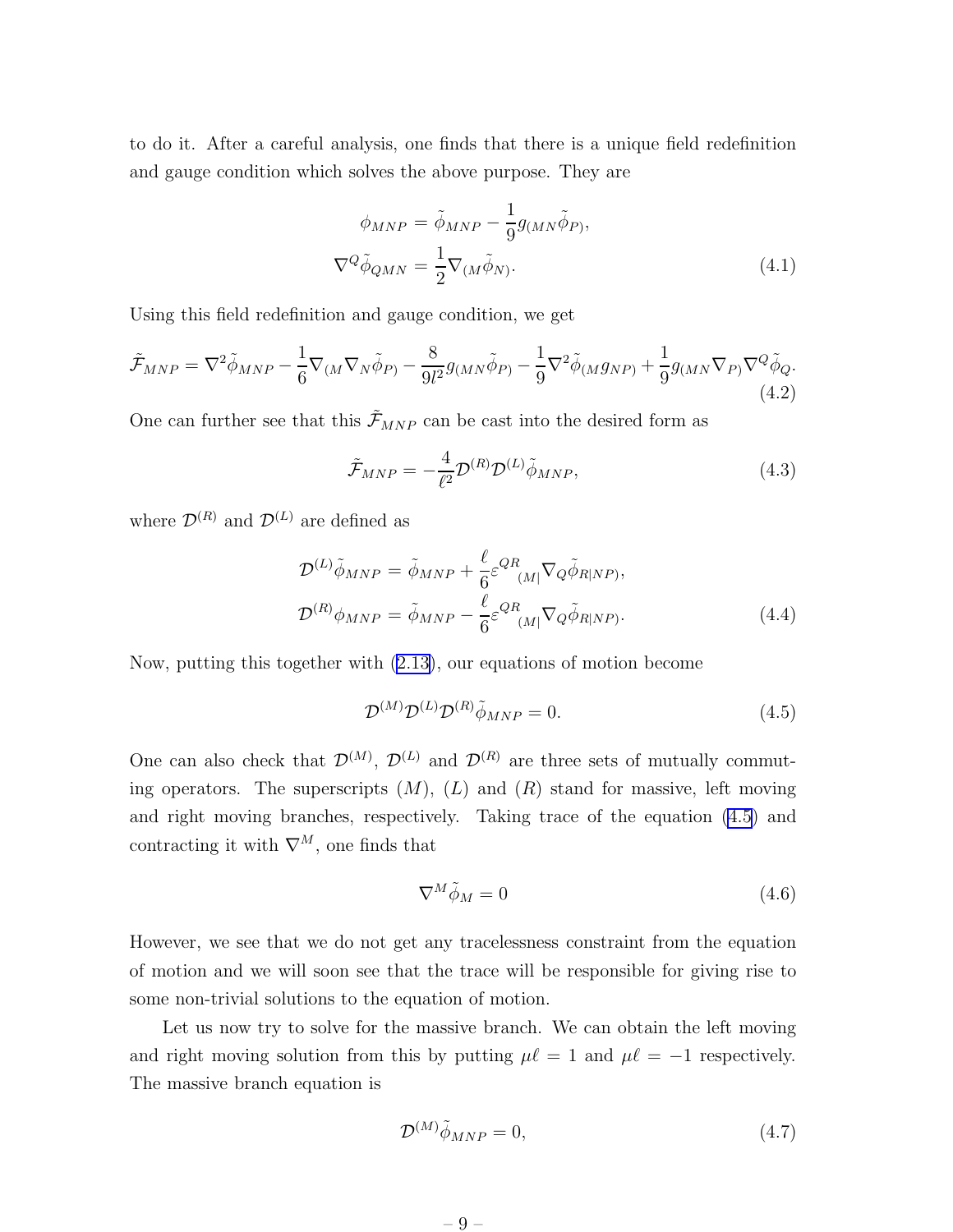to do it. After a careful analysis, one finds that there is a unique field redefinition and gauge condition which solves the above purpose. They are

$$
\begin{aligned}
\phi_{MNP} &= \tilde{\phi}_{MNP} - \frac{1}{9} g_{(MN}\tilde{\phi}_{P)}, \\
\nabla^{Q}\tilde{\phi}_{QMN} &= \frac{1}{2}\nabla_{(M}\tilde{\phi}_{N)}.
\end{aligned} \tag{4.1}
$$

Using this field redefinition and gauge condition, we get

$$
\tilde{\mathcal{F}}_{MNP} = \nabla^2\tilde{\phi}_{MNP} - \frac{1}{6}\nabla_{(M}\nabla_{N}\tilde{\phi}_{P)} - \frac{8}{9l^2}g_{(MN}\tilde{\phi}_{P)} - \frac{1}{9}\nabla^2\tilde{\phi}_{(M}g_{NP)} + \frac{1}{9}g_{(MN}\nabla_{P)}\nabla^{Q}\tilde{\phi}_{Q}. \tag{4.2}
$$

One can further see that this $\tilde{\mathcal{F}}_{MNP}$ can be cast into the desired form as

$$
\tilde{\mathcal{F}}_{MNP} = -\frac{4}{\ell^2}\mathcal{D}^{(R)}\mathcal{D}^{(L)}\tilde{\phi}_{MNP}, \tag{4.3}
$$

where $\mathcal{D}^{(R)}$ and $\mathcal{D}^{(L)}$ are defined as

$$
\begin{aligned}
\mathcal{D}^{(L)}\tilde{\phi}_{MNP} &= \tilde{\phi}_{MNP} + \frac{\ell}{6}\varepsilon^{QR}{}_{(M|}\nabla_{Q}\tilde{\phi}_{R|NP)}, \\
\mathcal{D}^{(R)}\phi_{MNP} &= \tilde{\phi}_{MNP} - \frac{\ell}{6}\varepsilon^{QR}{}_{(M|}\nabla_{Q}\tilde{\phi}_{R|NP)}.
\end{aligned} \tag{4.4}
$$

Now, putting this together with (2.13), our equations of motion become

$$
\mathcal{D}^{(M)}\mathcal{D}^{(L)}\mathcal{D}^{(R)}\tilde{\phi}_{MNP} = 0. \tag{4.5}
$$

One can also check that $\mathcal{D}^{(M)}$, $\mathcal{D}^{(L)}$ and $\mathcal{D}^{(R)}$ are three sets of mutually commuting operators. The superscripts $(M)$, $(L)$ and $(R)$ stand for massive, left moving and right moving branches, respectively. Taking trace of the equation (4.5) and contracting it with $\nabla^{M}$, one finds that

$$
\nabla^{M}\tilde{\phi}_{M} = 0 \tag{4.6}
$$

However, we see that we do not get any tracelessness constraint from the equation of motion and we will soon see that the trace will be responsible for giving rise to some non-trivial solutions to the equation of motion.

Let us now try to solve for the massive branch. We can obtain the left moving and right moving solution from this by putting $\mu\ell = 1$ and $\mu\ell = -1$ respectively. The massive branch equation is

$$
\mathcal{D}^{(M)}\tilde{\phi}_{MNP} = 0, \tag{4.7}
$$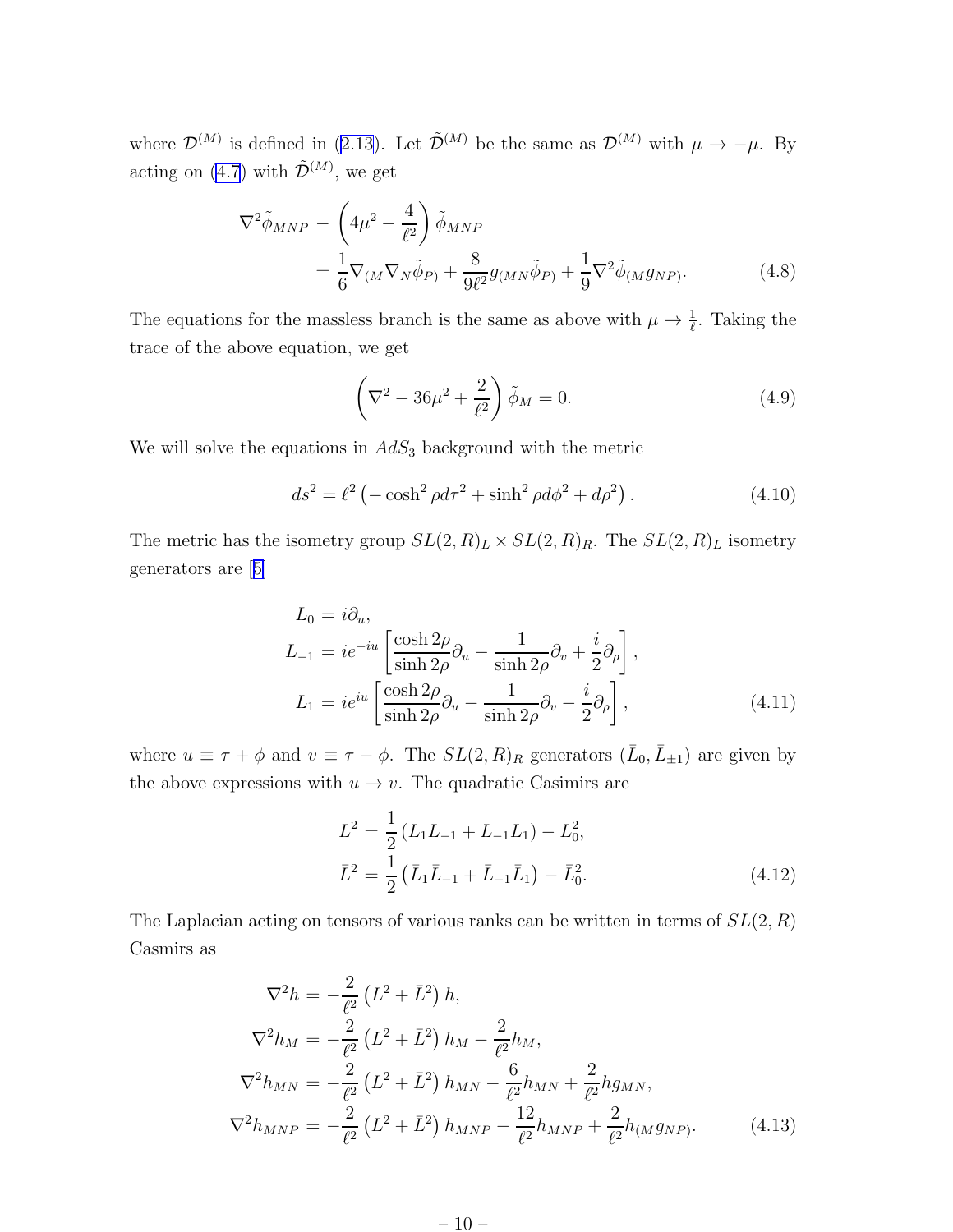where $\mathcal{D}^{(M)}$ is defined in (2.13). Let $\tilde{\mathcal{D}}^{(M)}$ be the same as $\mathcal{D}^{(M)}$ with $\mu \to -\mu$. By acting on (4.7) with $\tilde{\mathcal{D}}^{(M)}$, we get

$$
\begin{aligned}
\nabla^2 \tilde{\phi}_{MNP} &- \left(4\mu^2 - \frac{4}{\ell^2}\right) \tilde{\phi}_{MNP} \\
&= \frac{1}{6} \nabla_{(M} \nabla_N \tilde{\phi}_{P)} + \frac{8}{9\ell^2} g_{(MN} \tilde{\phi}_{P)} + \frac{1}{9} \nabla^2 \tilde{\phi}_{(M} g_{NP)}.
\end{aligned} \tag{4.8}
$$

The equations for the massless branch is the same as above with $\mu \to \frac{1}{\ell}$. Taking the trace of the above equation, we get

$$
\left(\nabla^2 - 36\mu^2 + \frac{2}{\ell^2}\right) \tilde{\phi}_M = 0. \tag{4.9}
$$

We will solve the equations in $AdS_3$ background with the metric

$$
ds^2 = \ell^2 \left(-\cosh^2 \rho d\tau^2 + \sinh^2 \rho d\phi^2 + d\rho^2\right). \tag{4.10}
$$

The metric has the isometry group $SL(2,R)_L \times SL(2,R)_R$. The $SL(2,R)_L$ isometry generators are [5]

$$
\begin{aligned}
L_0 &= i\partial_u, \\
L_{-1} &= ie^{-iu} \left[\frac{\cosh 2\rho}{\sinh 2\rho} \partial_u - \frac{1}{\sinh 2\rho} \partial_v + \frac{i}{2} \partial_\rho\right], \\
L_1 &= ie^{iu} \left[\frac{\cosh 2\rho}{\sinh 2\rho} \partial_u - \frac{1}{\sinh 2\rho} \partial_v - \frac{i}{2} \partial_\rho\right],
\end{aligned} \tag{4.11}
$$

where $u \equiv \tau + \phi$ and $v \equiv \tau - \phi$. The $SL(2,R)_R$ generators $(\bar{L}_0, \bar{L}_{\pm 1})$ are given by the above expressions with $u \to v$. The quadratic Casimirs are

$$
\begin{aligned}
L^2 &= \frac{1}{2}\left(L_1 L_{-1} + L_{-1} L_1\right) - L_0^2, \\
\bar{L}^2 &= \frac{1}{2}\left(\bar{L}_1 \bar{L}_{-1} + \bar{L}_{-1} \bar{L}_1\right) - \bar{L}_0^2.
\end{aligned} \tag{4.12}
$$

The Laplacian acting on tensors of various ranks can be written in terms of $SL(2,R)$ Casmirs as

$$
\begin{aligned}
\nabla^2 h &= -\frac{2}{\ell^2}\left(L^2 + \bar{L}^2\right) h, \\
\nabla^2 h_M &= -\frac{2}{\ell^2}\left(L^2 + \bar{L}^2\right) h_M - \frac{2}{\ell^2} h_M, \\
\nabla^2 h_{MN} &= -\frac{2}{\ell^2}\left(L^2 + \bar{L}^2\right) h_{MN} - \frac{6}{\ell^2} h_{MN} + \frac{2}{\ell^2} h g_{MN}, \\
\nabla^2 h_{MNP} &= -\frac{2}{\ell^2}\left(L^2 + \bar{L}^2\right) h_{MNP} - \frac{12}{\ell^2} h_{MNP} + \frac{2}{\ell^2} h_{(M} g_{NP)}.
\end{aligned} \tag{4.13}
$$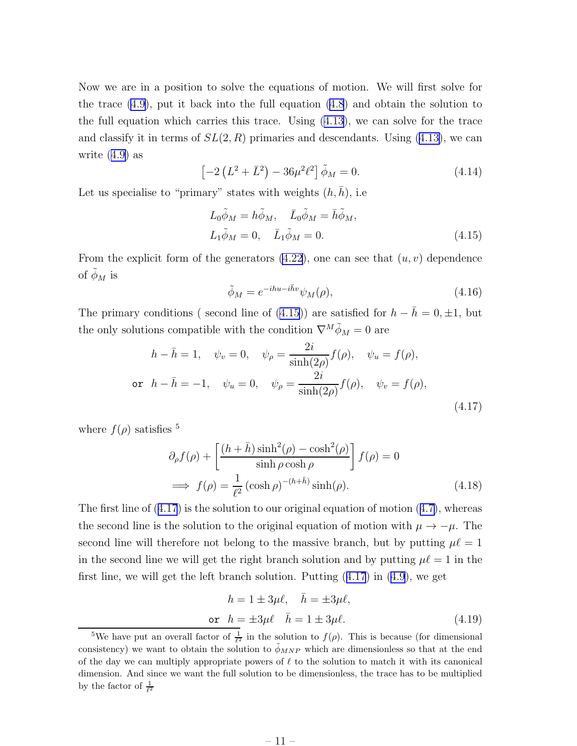Now we are in a position to solve the equations of motion. We will first solve for the trace (4.9), put it back into the full equation (4.8) and obtain the solution to the full equation which carries this trace. Using (4.13), we can solve for the trace and classify it in terms of $SL(2,R)$ primaries and descendants. Using (4.13), we can write (4.9) as

$$\left[-2\left(L^2+\bar{L}^2\right)-36\mu^2\ell^2\right]\tilde{\phi}_M=0. \tag{4.14}$$

Let us specialise to "primary" states with weights $(h,\bar{h})$, i.e

$$\begin{aligned}
&L_0\tilde{\phi}_M=h\tilde{\phi}_M, \quad \bar{L}_0\tilde{\phi}_M=\bar{h}\tilde{\phi}_M,\\
&L_1\tilde{\phi}_M=0, \quad \bar{L}_1\tilde{\phi}_M=0.
\end{aligned} \tag{4.15}$$

From the explicit form of the generators (4.22), one can see that $(u,v)$ dependence of $\tilde{\phi}_M$ is

$$\tilde{\phi}_M=e^{-ihu-i\bar{h}v}\psi_M(\rho), \tag{4.16}$$

The primary conditions ( second line of (4.15)) are satisfied for $h-\bar{h}=0,\pm1$, but the only solutions compatible with the condition $\nabla^M\tilde{\phi}_M=0$ are

$$\begin{aligned}
&h-\bar{h}=1, \quad \psi_v=0, \quad \psi_\rho=\frac{2i}{\sinh(2\rho)}f(\rho), \quad \psi_u=f(\rho),\\
\texttt{or} \quad &h-\bar{h}=-1, \quad \psi_u=0, \quad \psi_\rho=\frac{2i}{\sinh(2\rho)}f(\rho), \quad \psi_v=f(\rho),
\end{aligned} \tag{4.17}$$

where $f(\rho)$ satisfies [5]

$$\begin{aligned}
&\partial_\rho f(\rho)+\left[\frac{(h+\bar{h})\sinh^2(\rho)-\cosh^2(\rho)}{\sinh\rho\cosh\rho}\right]f(\rho)=0\\
\implies &f(\rho)=\frac{1}{\ell^2}\left(\cosh\rho\right)^{-(h+\bar{h})}\sinh(\rho).
\end{aligned} \tag{4.18}$$

The first line of (4.17) is the solution to our original equation of motion (4.7), whereas the second line is the solution to the original equation of motion with $\mu\to-\mu$. The second line will therefore not belong to the massive branch, but by putting $\mu\ell=1$ in the second line we will get the right branch solution and by putting $\mu\ell=1$ in the first line, we will get the left branch solution. Putting (4.17) in (4.9), we get

$$\begin{aligned}
&h=1\pm3\mu\ell, \quad \bar{h}=\pm3\mu\ell,\\
\texttt{or} \quad &h=\pm3\mu\ell \quad \bar{h}=1\pm3\mu\ell.
\end{aligned} \tag{4.19}$$

[5] We have put an overall factor of $\frac{1}{\ell^2}$ in the solution to $f(\rho)$. This is because (for dimensional consistency) we want to obtain the solution to $\tilde{\phi}_{MNP}$ which are dimensionless so that at the end of the day we can multiply appropriate powers of $\ell$ to the solution to match it with its canonical dimension. And since we want the full solution to be dimensionless, the trace has to be multiplied by the factor of $\frac{1}{\ell^2}$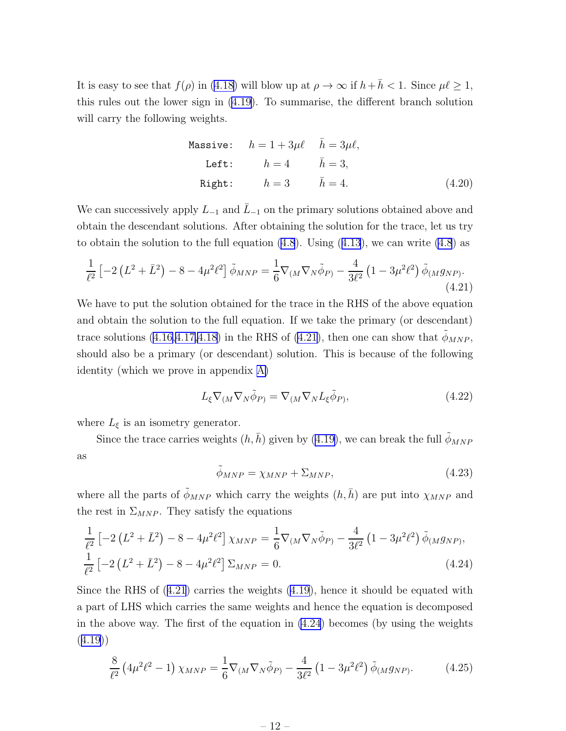It is easy to see that $f(\rho)$ in (4.18) will blow up at $\rho \to \infty$ if $h + \bar{h} < 1$. Since $\mu\ell \geq 1$, this rules out the lower sign in (4.19). To summarise, the different branch solution will carry the following weights.

$$
\begin{aligned}
\texttt{Massive:} \quad & h = 1 + 3\mu\ell \quad & \bar{h} = 3\mu\ell, \\
\texttt{Left:} \quad & h = 4 \quad & \bar{h} = 3, \\
\texttt{Right:} \quad & h = 3 \quad & \bar{h} = 4.
\end{aligned}
\tag{4.20}
$$

We can successively apply $L_{-1}$ and $\bar{L}_{-1}$ on the primary solutions obtained above and obtain the descendant solutions. After obtaining the solution for the trace, let us try to obtain the solution to the full equation (4.8). Using (4.13), we can write (4.8) as

$$
\frac{1}{\ell^2}\left[-2\left(L^2 + \bar{L}^2\right) - 8 - 4\mu^2\ell^2\right]\tilde{\phi}_{MNP} = \frac{1}{6}\nabla_{(M}\nabla_N\tilde{\phi}_{P)} - \frac{4}{3\ell^2}\left(1 - 3\mu^2\ell^2\right)\tilde{\phi}_{(M}g_{NP)}.
\tag{4.21}
$$

We have to put the solution obtained for the trace in the RHS of the above equation and obtain the solution to the full equation. If we take the primary (or descendant) trace solutions (4.16,4.17,4.18) in the RHS of (4.21), then one can show that $\tilde{\phi}_{MNP}$, should also be a primary (or descendant) solution. This is because of the following identity (which we prove in appendix A)

$$
L_\xi \nabla_{(M}\nabla_N\tilde{\phi}_{P)} = \nabla_{(M}\nabla_N L_\xi\tilde{\phi}_{P)},
\tag{4.22}
$$

where $L_\xi$ is an isometry generator.

Since the trace carries weights $(h, \bar{h})$ given by (4.19), we can break the full $\tilde{\phi}_{MNP}$ as

$$
\tilde{\phi}_{MNP} = \chi_{MNP} + \Sigma_{MNP},
\tag{4.23}
$$

where all the parts of $\tilde{\phi}_{MNP}$ which carry the weights $(h, \bar{h})$ are put into $\chi_{MNP}$ and the rest in $\Sigma_{MNP}$. They satisfy the equations

$$
\begin{aligned}
&\frac{1}{\ell^2}\left[-2\left(L^2 + \bar{L}^2\right) - 8 - 4\mu^2\ell^2\right]\chi_{MNP} = \frac{1}{6}\nabla_{(M}\nabla_N\tilde{\phi}_{P)} - \frac{4}{3\ell^2}\left(1 - 3\mu^2\ell^2\right)\tilde{\phi}_{(M}g_{NP)}, \\
&\frac{1}{\ell^2}\left[-2\left(L^2 + \bar{L}^2\right) - 8 - 4\mu^2\ell^2\right]\Sigma_{MNP} = 0.
\end{aligned}
\tag{4.24}
$$

Since the RHS of (4.21) carries the weights (4.19), hence it should be equated with a part of LHS which carries the same weights and hence the equation is decomposed in the above way. The first of the equation in (4.24) becomes (by using the weights (4.19))

$$
\frac{8}{\ell^2}\left(4\mu^2\ell^2 - 1\right)\chi_{MNP} = \frac{1}{6}\nabla_{(M}\nabla_N\tilde{\phi}_{P)} - \frac{4}{3\ell^2}\left(1 - 3\mu^2\ell^2\right)\tilde{\phi}_{(M}g_{NP)}.
\tag{4.25}
$$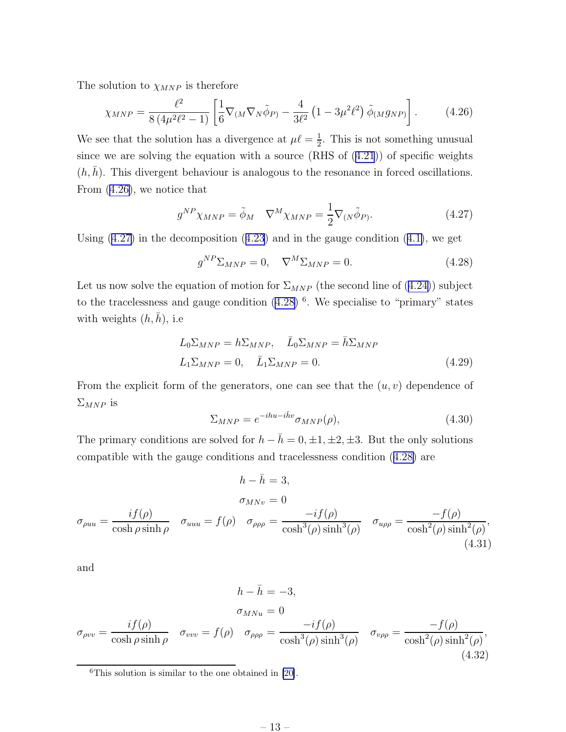The solution to $\chi_{MNP}$ is therefore

$$\chi_{MNP} = \frac{\ell^2}{8\left(4\mu^2\ell^2 - 1\right)}\left[\frac{1}{6}\nabla_{(M}\nabla_N\tilde{\phi}_{P)} - \frac{4}{3\ell^2}\left(1 - 3\mu^2\ell^2\right)\tilde{\phi}_{(M}g_{NP)}\right]. \tag{4.26}$$

We see that the solution has a divergence at $\mu\ell = \frac{1}{2}$. This is not something unusual since we are solving the equation with a source (RHS of (4.21)) of specific weights $(h, \bar{h})$. This divergent behaviour is analogous to the resonance in forced oscillations. From (4.26), we notice that

$$g^{NP}\chi_{MNP} = \tilde{\phi}_M \quad \nabla^M\chi_{MNP} = \frac{1}{2}\nabla_{(N}\tilde{\phi}_{P)}. \tag{4.27}$$

Using (4.27) in the decomposition (4.23) and in the gauge condition (4.1), we get

$$g^{NP}\Sigma_{MNP} = 0, \quad \nabla^M\Sigma_{MNP} = 0. \tag{4.28}$$

Let us now solve the equation of motion for $\Sigma_{MNP}$ (the second line of (4.24)) subject to the tracelessness and gauge condition (4.28) [6]. We specialise to "primary" states with weights $(h, \bar{h})$, i.e

$$\begin{aligned} L_0\Sigma_{MNP} &= h\Sigma_{MNP}, \quad \bar{L}_0\Sigma_{MNP} = \bar{h}\Sigma_{MNP} \\ L_1\Sigma_{MNP} &= 0, \quad \bar{L}_1\Sigma_{MNP} = 0. \end{aligned} \tag{4.29}$$

From the explicit form of the generators, one can see that the $(u, v)$ dependence of $\Sigma_{MNP}$ is

$$\Sigma_{MNP} = e^{-ihu - i\bar{h}v}\sigma_{MNP}(\rho), \tag{4.30}$$

The primary conditions are solved for $h - \bar{h} = 0, \pm 1, \pm 2, \pm 3$. But the only solutions compatible with the gauge conditions and tracelessness condition (4.28) are

$$h - \bar{h} = 3,$$

$$\sigma_{MNv} = 0$$

$$\sigma_{\rho uu} = \frac{if(\rho)}{\cosh\rho\sinh\rho} \quad \sigma_{uuu} = f(\rho) \quad \sigma_{\rho\rho\rho} = \frac{-if(\rho)}{\cosh^3(\rho)\sinh^3(\rho)} \quad \sigma_{u\rho\rho} = \frac{-f(\rho)}{\cosh^2(\rho)\sinh^2(\rho)}, \tag{4.31}$$

and

$$h - \bar{h} = -3,$$

$$\sigma_{MNu} = 0$$

$$\sigma_{\rho vv} = \frac{if(\rho)}{\cosh\rho\sinh\rho} \quad \sigma_{vvv} = f(\rho) \quad \sigma_{\rho\rho\rho} = \frac{-if(\rho)}{\cosh^3(\rho)\sinh^3(\rho)} \quad \sigma_{v\rho\rho} = \frac{-f(\rho)}{\cosh^2(\rho)\sinh^2(\rho)}, \tag{4.32}$$

[6] This solution is similar to the one obtained in [20].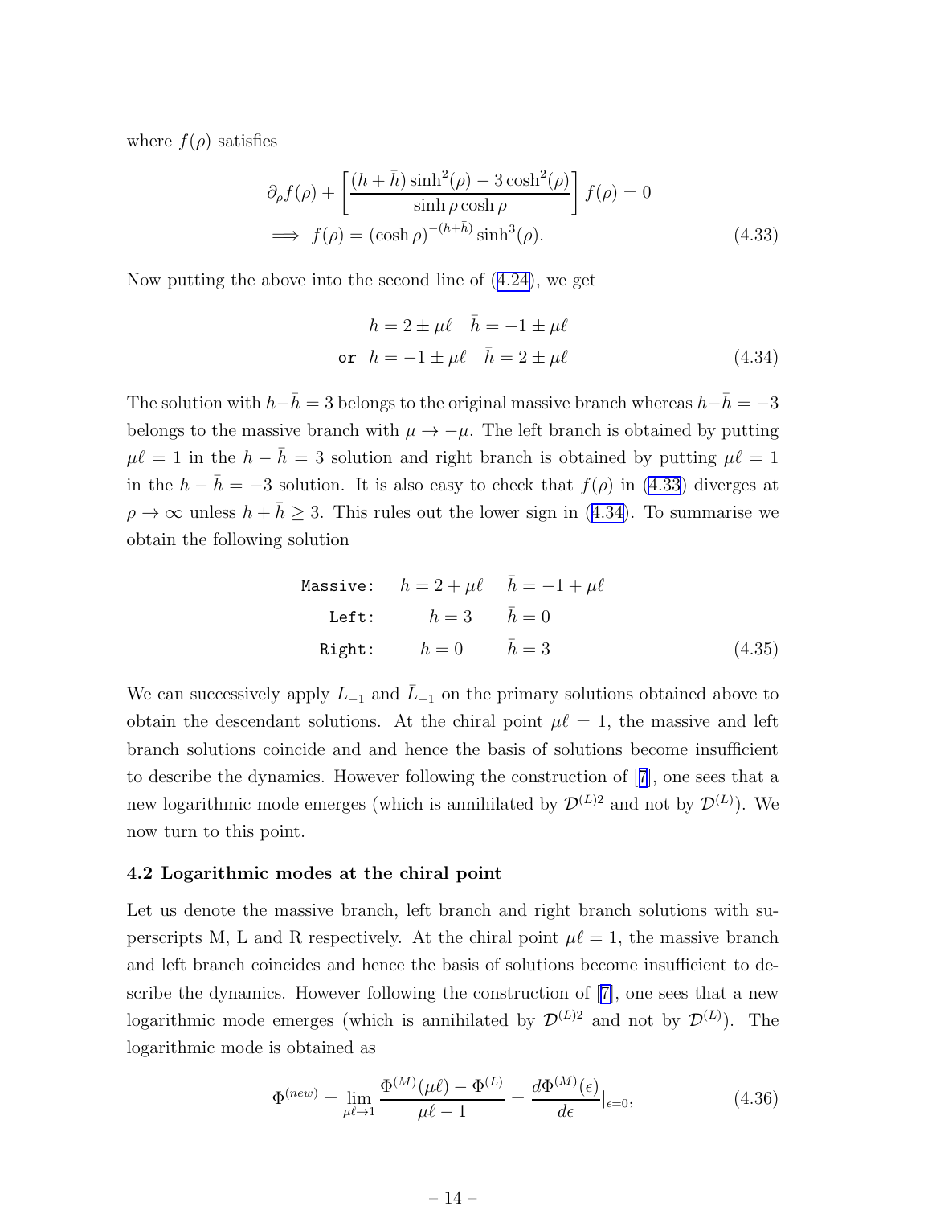where $f(\rho)$ satisfies

$$
\begin{aligned}
&\partial_\rho f(\rho) + \left[\frac{(h+\bar{h})\sinh^2(\rho) - 3\cosh^2(\rho)}{\sinh\rho\cosh\rho}\right] f(\rho) = 0 \\
&\implies f(\rho) = (\cosh\rho)^{-(h+\bar{h})}\sinh^3(\rho).
\end{aligned} \tag{4.33}
$$

Now putting the above into the second line of (4.24), we get

$$
\begin{aligned}
&h = 2 \pm \mu\ell \quad \bar{h} = -1 \pm \mu\ell \\
\texttt{or} \;\; &h = -1 \pm \mu\ell \quad \bar{h} = 2 \pm \mu\ell
\end{aligned} \tag{4.34}
$$

The solution with $h-\bar{h} = 3$ belongs to the original massive branch whereas $h-\bar{h} = -3$ belongs to the massive branch with $\mu \to -\mu$. The left branch is obtained by putting $\mu\ell = 1$ in the $h - \bar{h} = 3$ solution and right branch is obtained by putting $\mu\ell = 1$ in the $h - \bar{h} = -3$ solution. It is also easy to check that $f(\rho)$ in (4.33) diverges at $\rho \to \infty$ unless $h + \bar{h} \geq 3$. This rules out the lower sign in (4.34). To summarise we obtain the following solution

$$
\begin{aligned}
\texttt{Massive:} \quad & h = 2 + \mu\ell \quad \bar{h} = -1 + \mu\ell \\
\texttt{Left:} \quad & h = 3 \qquad\quad \bar{h} = 0 \\
\texttt{Right:} \quad & h = 0 \qquad\quad \bar{h} = 3
\end{aligned} \tag{4.35}
$$

We can successively apply $L_{-1}$ and $\bar{L}_{-1}$ on the primary solutions obtained above to obtain the descendant solutions. At the chiral point $\mu\ell = 1$, the massive and left branch solutions coincide and and hence the basis of solutions become insufficient to describe the dynamics. However following the construction of [7], one sees that a new logarithmic mode emerges (which is annihilated by $\mathcal{D}^{(L)2}$ and not by $\mathcal{D}^{(L)}$). We now turn to this point.

### 4.2 Logarithmic modes at the chiral point

Let us denote the massive branch, left branch and right branch solutions with superscripts M, L and R respectively. At the chiral point $\mu\ell = 1$, the massive branch and left branch coincides and hence the basis of solutions become insufficient to describe the dynamics. However following the construction of [7], one sees that a new logarithmic mode emerges (which is annihilated by $\mathcal{D}^{(L)2}$ and not by $\mathcal{D}^{(L)}$). The logarithmic mode is obtained as

$$
\Phi^{(new)} = \lim_{\mu\ell \to 1} \frac{\Phi^{(M)}(\mu\ell) - \Phi^{(L)}}{\mu\ell - 1} = \frac{d\Phi^{(M)}(\epsilon)}{d\epsilon}\Big|_{\epsilon=0}, \tag{4.36}
$$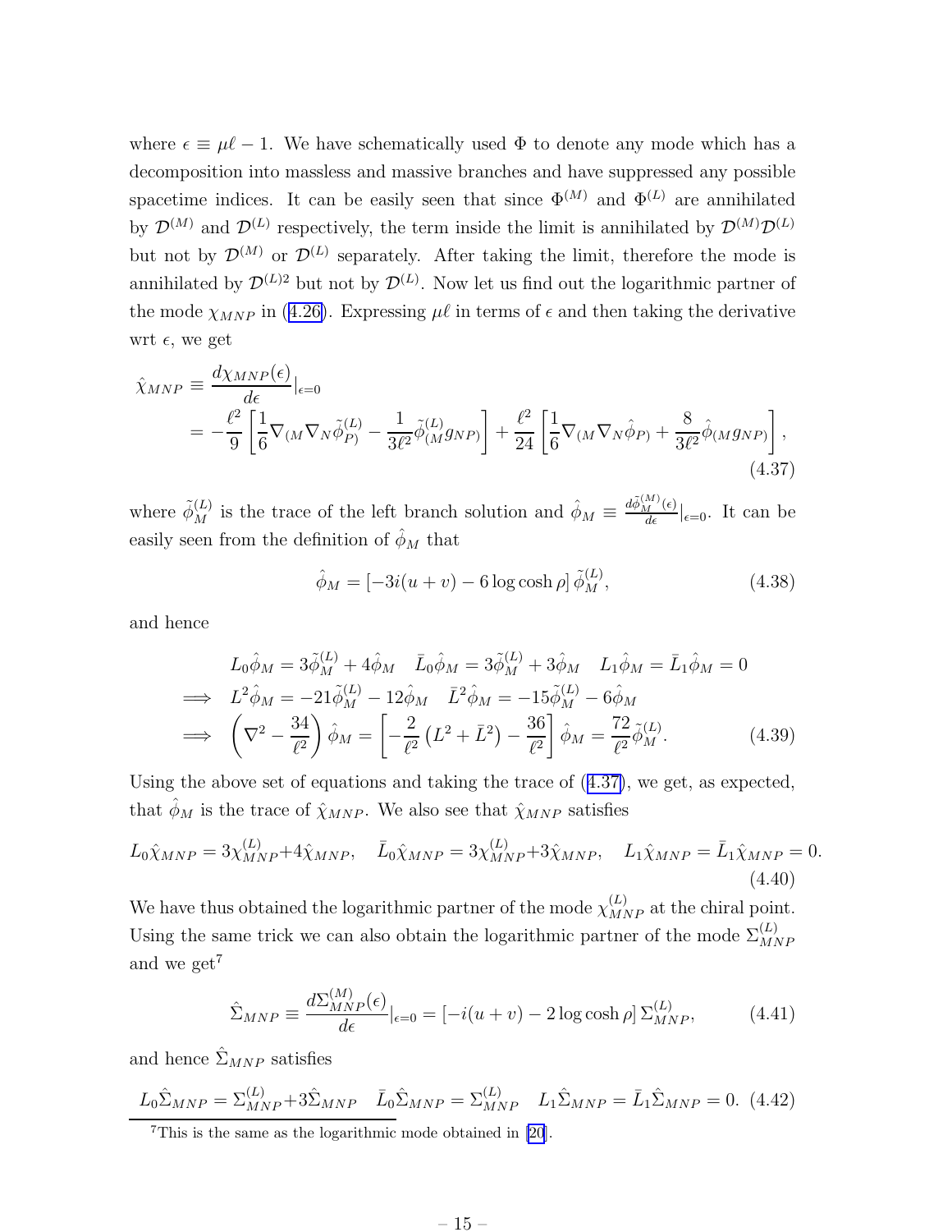where $\epsilon \equiv \mu\ell - 1$. We have schematically used $\Phi$ to denote any mode which has a decomposition into massless and massive branches and have suppressed any possible spacetime indices. It can be easily seen that since $\Phi^{(M)}$ and $\Phi^{(L)}$ are annihilated by $\mathcal{D}^{(M)}$ and $\mathcal{D}^{(L)}$ respectively, the term inside the limit is annihilated by $\mathcal{D}^{(M)}\mathcal{D}^{(L)}$ but not by $\mathcal{D}^{(M)}$ or $\mathcal{D}^{(L)}$ separately. After taking the limit, therefore the mode is annihilated by $\mathcal{D}^{(L)2}$ but not by $\mathcal{D}^{(L)}$. Now let us find out the logarithmic partner of the mode $\chi_{MNP}$ in (4.26). Expressing $\mu\ell$ in terms of $\epsilon$ and then taking the derivative wrt $\epsilon$, we get

$$
\begin{aligned}
\hat{\chi}_{MNP} &\equiv \frac{d\chi_{MNP}(\epsilon)}{d\epsilon}\Big|_{\epsilon=0} \\
&= -\frac{\ell^2}{9}\left[\frac{1}{6}\nabla_{(M}\nabla_N\tilde{\phi}^{(L)}_{P)} - \frac{1}{3\ell^2}\tilde{\phi}^{(L)}_{(M}g_{NP)}\right] + \frac{\ell^2}{24}\left[\frac{1}{6}\nabla_{(M}\nabla_N\hat{\phi}_{P)} + \frac{8}{3\ell^2}\hat{\phi}_{(M}g_{NP)}\right],
\end{aligned}
\tag{4.37}
$$

where $\tilde{\phi}^{(L)}_M$ is the trace of the left branch solution and $\hat{\phi}_M \equiv \frac{d\tilde{\phi}^{(M)}_M(\epsilon)}{d\epsilon}\big|_{\epsilon=0}$. It can be easily seen from the definition of $\hat{\phi}_M$ that

$$
\hat{\phi}_M = \left[-3i(u+v) - 6\log\cosh\rho\right]\tilde{\phi}^{(L)}_M,
\tag{4.38}
$$

and hence

$$
\begin{aligned}
& L_0\hat{\phi}_M = 3\tilde{\phi}^{(L)}_M + 4\hat{\phi}_M \quad \bar{L}_0\hat{\phi}_M = 3\tilde{\phi}^{(L)}_M + 3\hat{\phi}_M \quad L_1\hat{\phi}_M = \bar{L}_1\hat{\phi}_M = 0 \\
\implies\; & L^2\hat{\phi}_M = -21\tilde{\phi}^{(L)}_M - 12\hat{\phi}_M \quad \bar{L}^2\hat{\phi}_M = -15\tilde{\phi}^{(L)}_M - 6\hat{\phi}_M \\
\implies\; & \left(\nabla^2 - \frac{34}{\ell^2}\right)\hat{\phi}_M = \left[-\frac{2}{\ell^2}\left(L^2 + \bar{L}^2\right) - \frac{36}{\ell^2}\right]\hat{\phi}_M = \frac{72}{\ell^2}\tilde{\phi}^{(L)}_M.
\end{aligned}
\tag{4.39}
$$

Using the above set of equations and taking the trace of (4.37), we get, as expected, that $\hat{\phi}_M$ is the trace of $\hat{\chi}_{MNP}$. We also see that $\hat{\chi}_{MNP}$ satisfies

$$
L_0\hat{\chi}_{MNP} = 3\chi^{(L)}_{MNP} + 4\hat{\chi}_{MNP}, \quad \bar{L}_0\hat{\chi}_{MNP} = 3\chi^{(L)}_{MNP} + 3\hat{\chi}_{MNP}, \quad L_1\hat{\chi}_{MNP} = \bar{L}_1\hat{\chi}_{MNP} = 0.
\tag{4.40}
$$

We have thus obtained the logarithmic partner of the mode $\chi^{(L)}_{MNP}$ at the chiral point. Using the same trick we can also obtain the logarithmic partner of the mode $\Sigma^{(L)}_{MNP}$ and we get[7]

$$
\hat{\Sigma}_{MNP} \equiv \frac{d\Sigma^{(M)}_{MNP}(\epsilon)}{d\epsilon}\Big|_{\epsilon=0} = \left[-i(u+v) - 2\log\cosh\rho\right]\Sigma^{(L)}_{MNP},
\tag{4.41}
$$

and hence $\hat{\Sigma}_{MNP}$ satisfies

$$
L_0\hat{\Sigma}_{MNP} = \Sigma^{(L)}_{MNP} + 3\hat{\Sigma}_{MNP} \quad \bar{L}_0\hat{\Sigma}_{MNP} = \Sigma^{(L)}_{MNP} \quad L_1\hat{\Sigma}_{MNP} = \bar{L}_1\hat{\Sigma}_{MNP} = 0.
\tag{4.42}
$$

[7] This is the same as the logarithmic mode obtained in [20].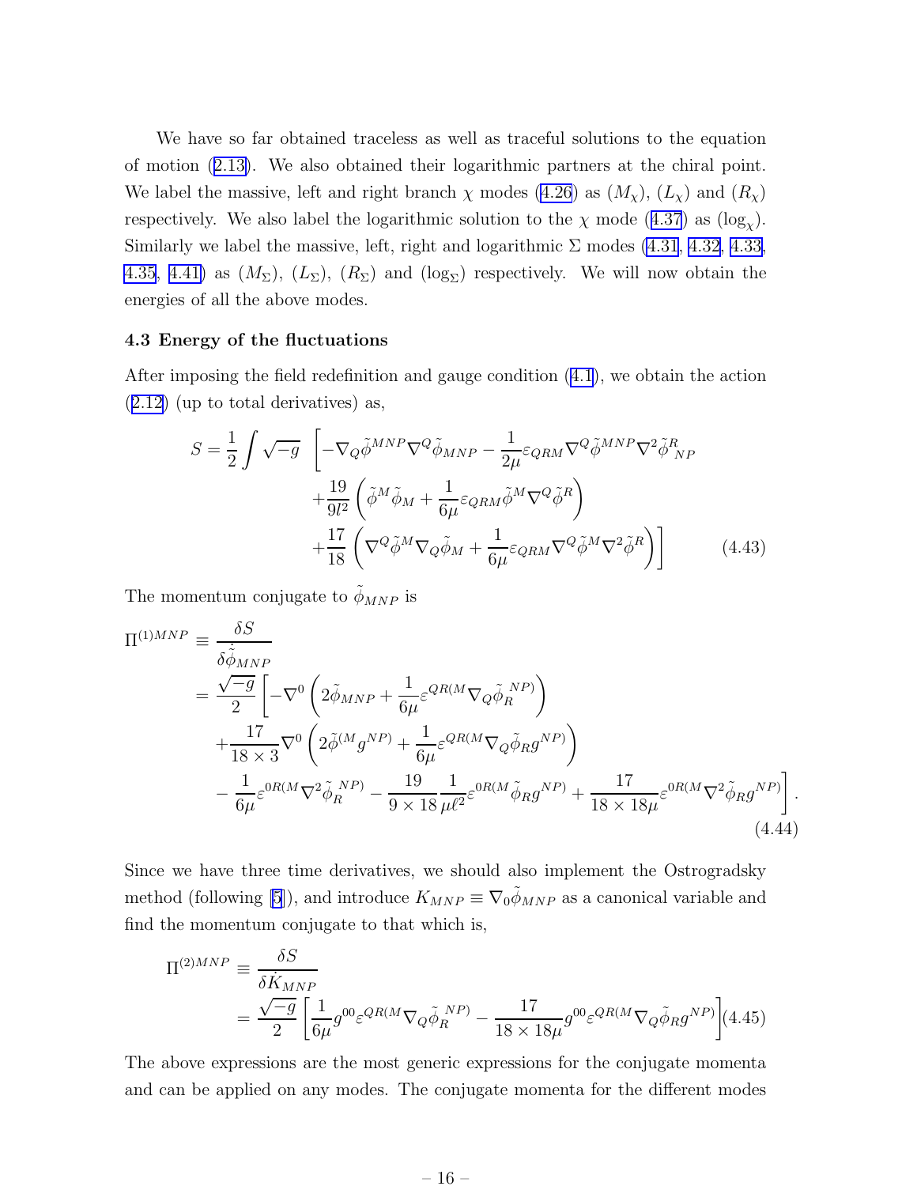We have so far obtained traceless as well as traceful solutions to the equation of motion (2.13). We also obtained their logarithmic partners at the chiral point. We label the massive, left and right branch $\chi$ modes (4.26) as $(M_\chi)$, $(L_\chi)$ and $(R_\chi)$ respectively. We also label the logarithmic solution to the $\chi$ mode (4.37) as $(\log_\chi)$. Similarly we label the massive, left, right and logarithmic $\Sigma$ modes (4.31, 4.32, 4.33, 4.35, 4.41) as $(M_\Sigma)$, $(L_\Sigma)$, $(R_\Sigma)$ and $(\log_\Sigma)$ respectively. We will now obtain the energies of all the above modes.

### 4.3 Energy of the fluctuations

After imposing the field redefinition and gauge condition (4.1), we obtain the action (2.12) (up to total derivatives) as,

$$
\begin{aligned}
S = \frac{1}{2}\int \sqrt{-g}\ \Bigg[ & -\nabla_Q \tilde{\phi}^{MNP}\nabla^Q \tilde{\phi}_{MNP} - \frac{1}{2\mu}\varepsilon_{QRM}\nabla^Q\tilde{\phi}^{MNP}\nabla^2\tilde{\phi}^R{}_{NP} \\
& + \frac{19}{9l^2}\left(\tilde{\phi}^M\tilde{\phi}_M + \frac{1}{6\mu}\varepsilon_{QRM}\tilde{\phi}^M\nabla^Q\tilde{\phi}^R\right) \\
& + \frac{17}{18}\left(\nabla^Q\tilde{\phi}^M\nabla_Q\tilde{\phi}_M + \frac{1}{6\mu}\varepsilon_{QRM}\nabla^Q\tilde{\phi}^M\nabla^2\tilde{\phi}^R\right)\Bigg] \qquad (4.43)
\end{aligned}
$$

The momentum conjugate to $\tilde{\phi}_{MNP}$ is

$$
\begin{aligned}
\Pi^{(1)MNP} &\equiv \frac{\delta S}{\delta \dot{\tilde{\phi}}_{MNP}} \\
&= \frac{\sqrt{-g}}{2}\Bigg[-\nabla^0\left(2\tilde{\phi}_{MNP} + \frac{1}{6\mu}\varepsilon^{QR(M}\nabla_Q\tilde{\phi}_R{}^{NP)}\right) \\
&\quad + \frac{17}{18\times 3}\nabla^0\left(2\tilde{\phi}^{(M}g^{NP)} + \frac{1}{6\mu}\varepsilon^{QR(M}\nabla_Q\tilde{\phi}_R g^{NP)}\right) \\
&\quad - \frac{1}{6\mu}\varepsilon^{0R(M}\nabla^2\tilde{\phi}_R{}^{NP)} - \frac{19}{9\times 18}\frac{1}{\mu\ell^2}\varepsilon^{0R(M}\tilde{\phi}_R g^{NP)} + \frac{17}{18\times 18\mu}\varepsilon^{0R(M}\nabla^2\tilde{\phi}_R g^{NP)}\Bigg].
\end{aligned} \qquad (4.44)
$$

Since we have three time derivatives, we should also implement the Ostrogradsky method (following [5]), and introduce $K_{MNP} \equiv \nabla_0\tilde{\phi}_{MNP}$ as a canonical variable and find the momentum conjugate to that which is,

$$
\begin{aligned}
\Pi^{(2)MNP} &\equiv \frac{\delta S}{\delta \dot{K}_{MNP}} \\
&= \frac{\sqrt{-g}}{2}\left[\frac{1}{6\mu}g^{00}\varepsilon^{QR(M}\nabla_Q\tilde{\phi}_R{}^{NP)} - \frac{17}{18\times 18\mu}g^{00}\varepsilon^{QR(M}\nabla_Q\tilde{\phi}_R g^{NP)}\right]
\end{aligned} \qquad (4.45)
$$

The above expressions are the most generic expressions for the conjugate momenta and can be applied on any modes. The conjugate momenta for the different modes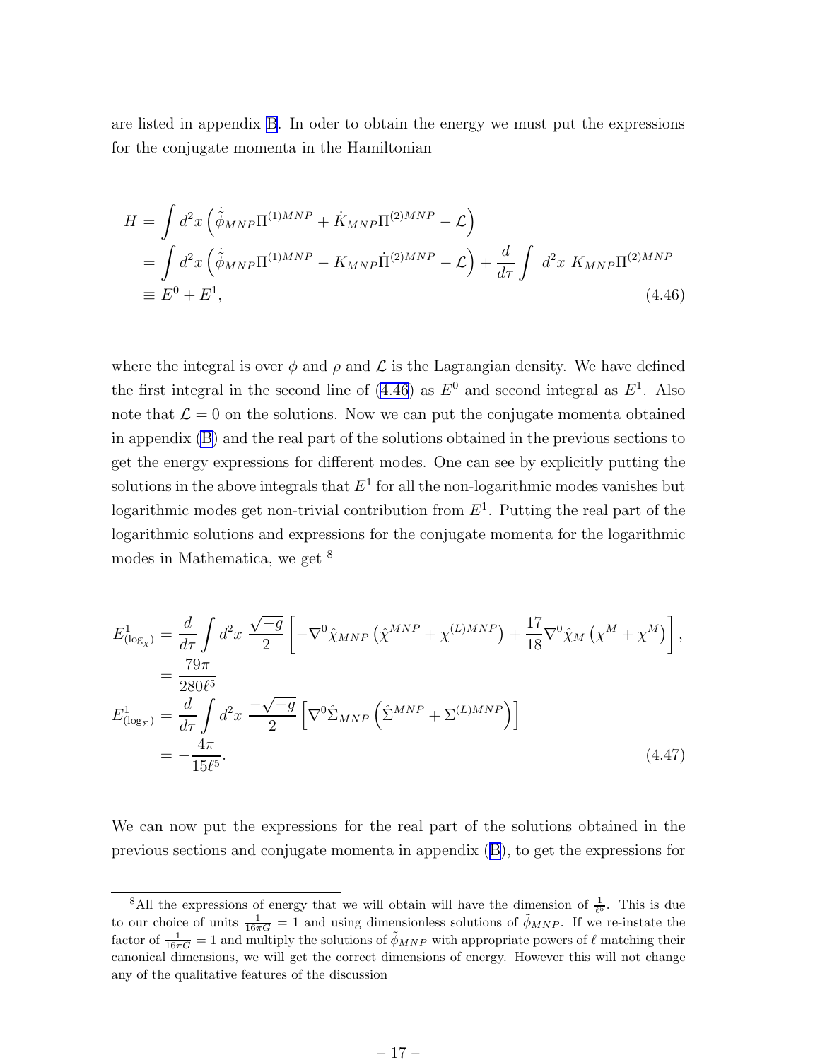are listed in appendix B. In oder to obtain the energy we must put the expressions for the conjugate momenta in the Hamiltonian

$$
\begin{aligned}
H &= \int d^2x \left( \dot{\tilde{\phi}}_{MNP} \Pi^{(1)MNP} + \dot{K}_{MNP} \Pi^{(2)MNP} - \mathcal{L} \right) \\
&= \int d^2x \left( \dot{\tilde{\phi}}_{MNP} \Pi^{(1)MNP} - K_{MNP} \dot{\Pi}^{(2)MNP} - \mathcal{L} \right) + \frac{d}{d\tau} \int \; d^2x \; K_{MNP} \Pi^{(2)MNP} \\
&\equiv E^0 + E^1,
\end{aligned}
\tag{4.46}
$$

where the integral is over $\phi$ and $\rho$ and $\mathcal{L}$ is the Lagrangian density. We have defined the first integral in the second line of (4.46) as $E^0$ and second integral as $E^1$. Also note that $\mathcal{L} = 0$ on the solutions. Now we can put the conjugate momenta obtained in appendix (B) and the real part of the solutions obtained in the previous sections to get the energy expressions for different modes. One can see by explicitly putting the solutions in the above integrals that $E^1$ for all the non-logarithmic modes vanishes but logarithmic modes get non-trivial contribution from $E^1$. Putting the real part of the logarithmic solutions and expressions for the conjugate momenta for the logarithmic modes in Mathematica, we get [8]

$$
\begin{aligned}
E^1_{(\log_\chi)} &= \frac{d}{d\tau} \int d^2x \; \frac{\sqrt{-g}}{2} \left[ -\nabla^0 \hat{\chi}_{MNP} \left( \hat{\chi}^{MNP} + \chi^{(L)MNP} \right) + \frac{17}{18} \nabla^0 \hat{\chi}_M \left( \chi^M + \chi^M \right) \right], \\
&= \frac{79\pi}{280\ell^5} \\
E^1_{(\log_\Sigma)} &= \frac{d}{d\tau} \int d^2x \; \frac{-\sqrt{-g}}{2} \left[ \nabla^0 \hat{\Sigma}_{MNP} \left( \hat{\Sigma}^{MNP} + \Sigma^{(L)MNP} \right) \right] \\
&= -\frac{4\pi}{15\ell^5}.
\end{aligned}
\tag{4.47}
$$

We can now put the expressions for the real part of the solutions obtained in the previous sections and conjugate momenta in appendix (B), to get the expressions for

---

[8] All the expressions of energy that we will obtain will have the dimension of $\frac{1}{\ell^5}$. This is due to our choice of units $\frac{1}{16\pi G} = 1$ and using dimensionless solutions of $\tilde{\phi}_{MNP}$. If we re-instate the factor of $\frac{1}{16\pi G} = 1$ and multiply the solutions of $\tilde{\phi}_{MNP}$ with appropriate powers of $\ell$ matching their canonical dimensions, we will get the correct dimensions of energy. However this will not change any of the qualitative features of the discussion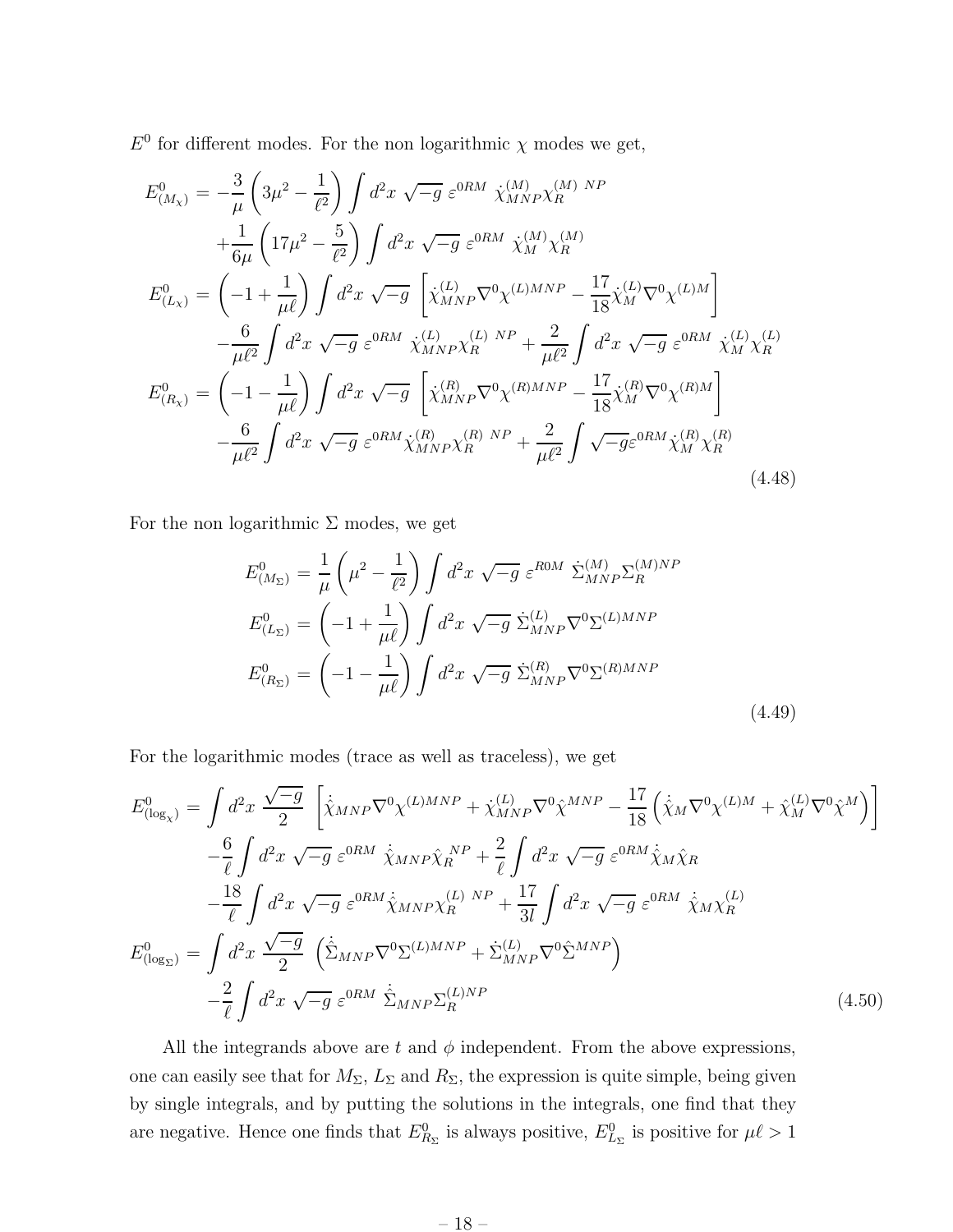$E^0$ for different modes. For the non logarithmic $\chi$ modes we get,

$$
\begin{aligned}
E^0_{(M_\chi)} &= -\frac{3}{\mu}\left(3\mu^2 - \frac{1}{\ell^2}\right)\int d^2x\ \sqrt{-g}\ \varepsilon^{0RM}\ \dot{\chi}^{(M)}_{MNP}\chi^{(M)\ NP}_R \\
&\quad + \frac{1}{6\mu}\left(17\mu^2 - \frac{5}{\ell^2}\right)\int d^2x\ \sqrt{-g}\ \varepsilon^{0RM}\ \dot{\chi}^{(M)}_M\chi^{(M)}_R \\
E^0_{(L_\chi)} &= \left(-1 + \frac{1}{\mu\ell}\right)\int d^2x\ \sqrt{-g}\ \left[\dot{\chi}^{(L)}_{MNP}\nabla^0\chi^{(L)MNP} - \frac{17}{18}\dot{\chi}^{(L)}_M\nabla^0\chi^{(L)M}\right] \\
&\quad - \frac{6}{\mu\ell^2}\int d^2x\ \sqrt{-g}\ \varepsilon^{0RM}\ \dot{\chi}^{(L)}_{MNP}\chi^{(L)\ NP}_R + \frac{2}{\mu\ell^2}\int d^2x\ \sqrt{-g}\ \varepsilon^{0RM}\ \dot{\chi}^{(L)}_M\chi^{(L)}_R \\
E^0_{(R_\chi)} &= \left(-1 - \frac{1}{\mu\ell}\right)\int d^2x\ \sqrt{-g}\ \left[\dot{\chi}^{(R)}_{MNP}\nabla^0\chi^{(R)MNP} - \frac{17}{18}\dot{\chi}^{(R)}_M\nabla^0\chi^{(R)M}\right] \\
&\quad - \frac{6}{\mu\ell^2}\int d^2x\ \sqrt{-g}\ \varepsilon^{0RM}\dot{\chi}^{(R)}_{MNP}\chi^{(R)\ NP}_R + \frac{2}{\mu\ell^2}\int \sqrt{-g}\varepsilon^{0RM}\dot{\chi}^{(R)}_M\chi^{(R)}_R
\end{aligned}
\tag{4.48}
$$

For the non logarithmic $\Sigma$ modes, we get

$$
\begin{aligned}
E^0_{(M_\Sigma)} &= \frac{1}{\mu}\left(\mu^2 - \frac{1}{\ell^2}\right)\int d^2x\ \sqrt{-g}\ \varepsilon^{R0M}\ \dot{\Sigma}^{(M)}_{MNP}\Sigma^{(M)NP}_R \\
E^0_{(L_\Sigma)} &= \left(-1 + \frac{1}{\mu\ell}\right)\int d^2x\ \sqrt{-g}\ \dot{\Sigma}^{(L)}_{MNP}\nabla^0\Sigma^{(L)MNP} \\
E^0_{(R_\Sigma)} &= \left(-1 - \frac{1}{\mu\ell}\right)\int d^2x\ \sqrt{-g}\ \dot{\Sigma}^{(R)}_{MNP}\nabla^0\Sigma^{(R)MNP}
\end{aligned}
\tag{4.49}
$$

For the logarithmic modes (trace as well as traceless), we get

$$
\begin{aligned}
E^0_{(\log_\chi)} &= \int d^2x\ \frac{\sqrt{-g}}{2}\ \left[\dot{\hat{\chi}}_{MNP}\nabla^0\chi^{(L)MNP} + \dot{\chi}^{(L)}_{MNP}\nabla^0\hat{\chi}^{MNP} - \frac{17}{18}\left(\dot{\hat{\chi}}_M\nabla^0\chi^{(L)M} + \hat{\chi}^{(L)}_M\nabla^0\hat{\chi}^M\right)\right] \\
&\quad - \frac{6}{\ell}\int d^2x\ \sqrt{-g}\ \varepsilon^{0RM}\ \dot{\hat{\chi}}_{MNP}\hat{\chi}_R^{\ NP} + \frac{2}{\ell}\int d^2x\ \sqrt{-g}\ \varepsilon^{0RM}\dot{\hat{\chi}}_M\hat{\chi}_R \\
&\quad - \frac{18}{\ell}\int d^2x\ \sqrt{-g}\ \varepsilon^{0RM}\dot{\hat{\chi}}_{MNP}\chi^{(L)\ NP}_R + \frac{17}{3l}\int d^2x\ \sqrt{-g}\ \varepsilon^{0RM}\ \dot{\hat{\chi}}_M\chi^{(L)}_R \\
E^0_{(\log_\Sigma)} &= \int d^2x\ \frac{\sqrt{-g}}{2}\ \left(\dot{\hat{\Sigma}}_{MNP}\nabla^0\Sigma^{(L)MNP} + \dot{\Sigma}^{(L)}_{MNP}\nabla^0\hat{\Sigma}^{MNP}\right) \\
&\quad - \frac{2}{\ell}\int d^2x\ \sqrt{-g}\ \varepsilon^{0RM}\ \dot{\hat{\Sigma}}_{MNP}\Sigma^{(L)NP}_R
\end{aligned}
\tag{4.50}
$$

All the integrands above are $t$ and $\phi$ independent. From the above expressions, one can easily see that for $M_\Sigma$, $L_\Sigma$ and $R_\Sigma$, the expression is quite simple, being given by single integrals, and by putting the solutions in the integrals, one find that they are negative. Hence one finds that $E^0_{R_\Sigma}$ is always positive, $E^0_{L_\Sigma}$ is positive for $\mu\ell > 1$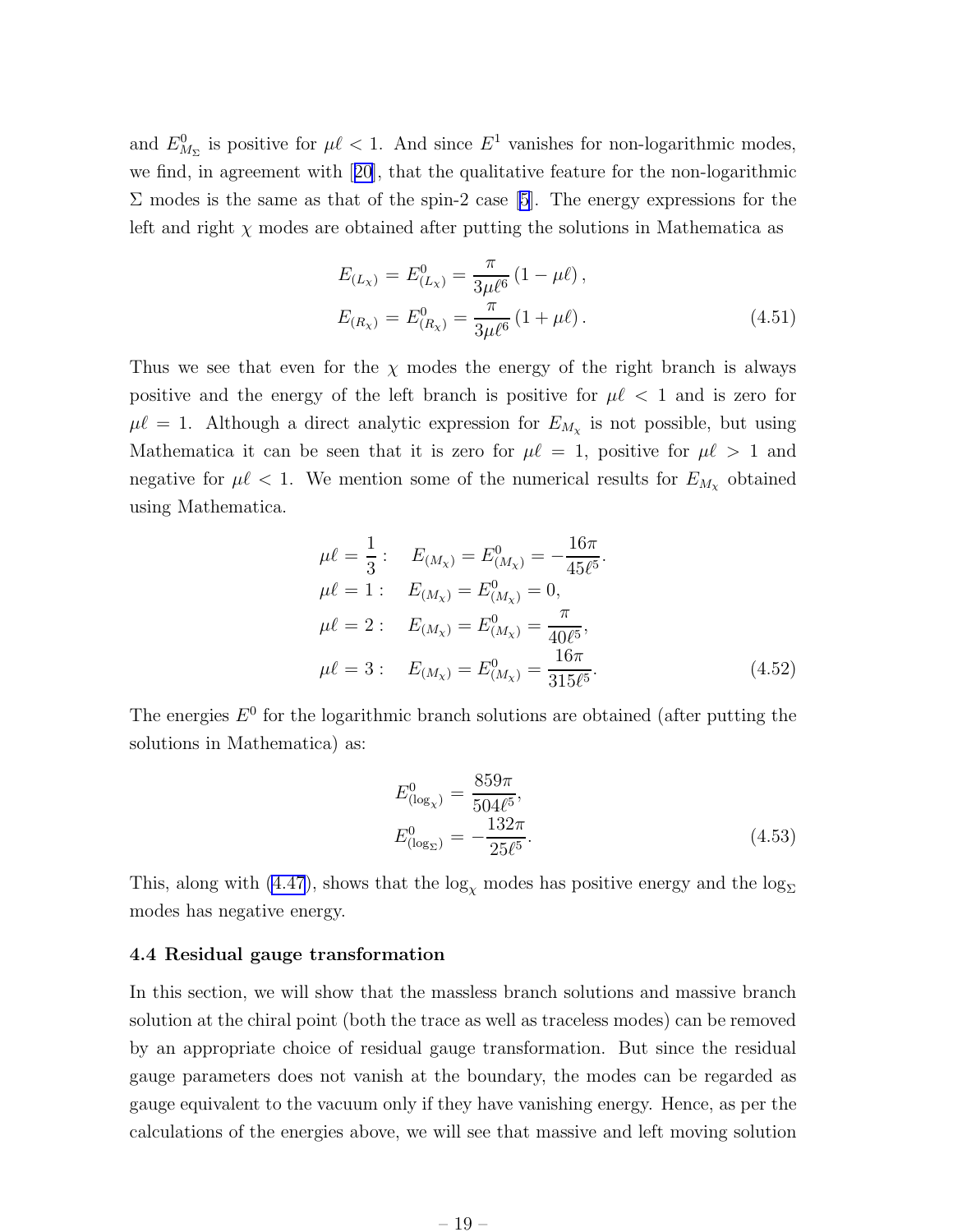and $E^0_{M_\Sigma}$ is positive for $\mu\ell < 1$. And since $E^1$ vanishes for non-logarithmic modes, we find, in agreement with [20], that the qualitative feature for the non-logarithmic $\Sigma$ modes is the same as that of the spin-2 case [5]. The energy expressions for the left and right $\chi$ modes are obtained after putting the solutions in Mathematica as

$$
\begin{aligned}
E_{(L_\chi)} &= E^0_{(L_\chi)} = \frac{\pi}{3\mu\ell^6}\,(1-\mu\ell)\,, \\
E_{(R_\chi)} &= E^0_{(R_\chi)} = \frac{\pi}{3\mu\ell^6}\,(1+\mu\ell)\,.
\end{aligned}
\tag{4.51}
$$

Thus we see that even for the $\chi$ modes the energy of the right branch is always positive and the energy of the left branch is positive for $\mu\ell < 1$ and is zero for $\mu\ell = 1$. Although a direct analytic expression for $E_{M_\chi}$ is not possible, but using Mathematica it can be seen that it is zero for $\mu\ell = 1$, positive for $\mu\ell > 1$ and negative for $\mu\ell < 1$. We mention some of the numerical results for $E_{M_\chi}$ obtained using Mathematica.

$$
\begin{aligned}
\mu\ell = \frac{1}{3}: &\quad E_{(M_\chi)} = E^0_{(M_\chi)} = -\frac{16\pi}{45\ell^5}. \\
\mu\ell = 1: &\quad E_{(M_\chi)} = E^0_{(M_\chi)} = 0, \\
\mu\ell = 2: &\quad E_{(M_\chi)} = E^0_{(M_\chi)} = \frac{\pi}{40\ell^5}, \\
\mu\ell = 3: &\quad E_{(M_\chi)} = E^0_{(M_\chi)} = \frac{16\pi}{315\ell^5}.
\end{aligned}
\tag{4.52}
$$

The energies $E^0$ for the logarithmic branch solutions are obtained (after putting the solutions in Mathematica) as:

$$
\begin{aligned}
E^0_{(\log_\chi)} &= \frac{859\pi}{504\ell^5}, \\
E^0_{(\log_\Sigma)} &= -\frac{132\pi}{25\ell^5}.
\end{aligned}
\tag{4.53}
$$

This, along with (4.47), shows that the $\log_\chi$ modes has positive energy and the $\log_\Sigma$ modes has negative energy.

### 4.4 Residual gauge transformation

In this section, we will show that the massless branch solutions and massive branch solution at the chiral point (both the trace as well as traceless modes) can be removed by an appropriate choice of residual gauge transformation. But since the residual gauge parameters does not vanish at the boundary, the modes can be regarded as gauge equivalent to the vacuum only if they have vanishing energy. Hence, as per the calculations of the energies above, we will see that massive and left moving solution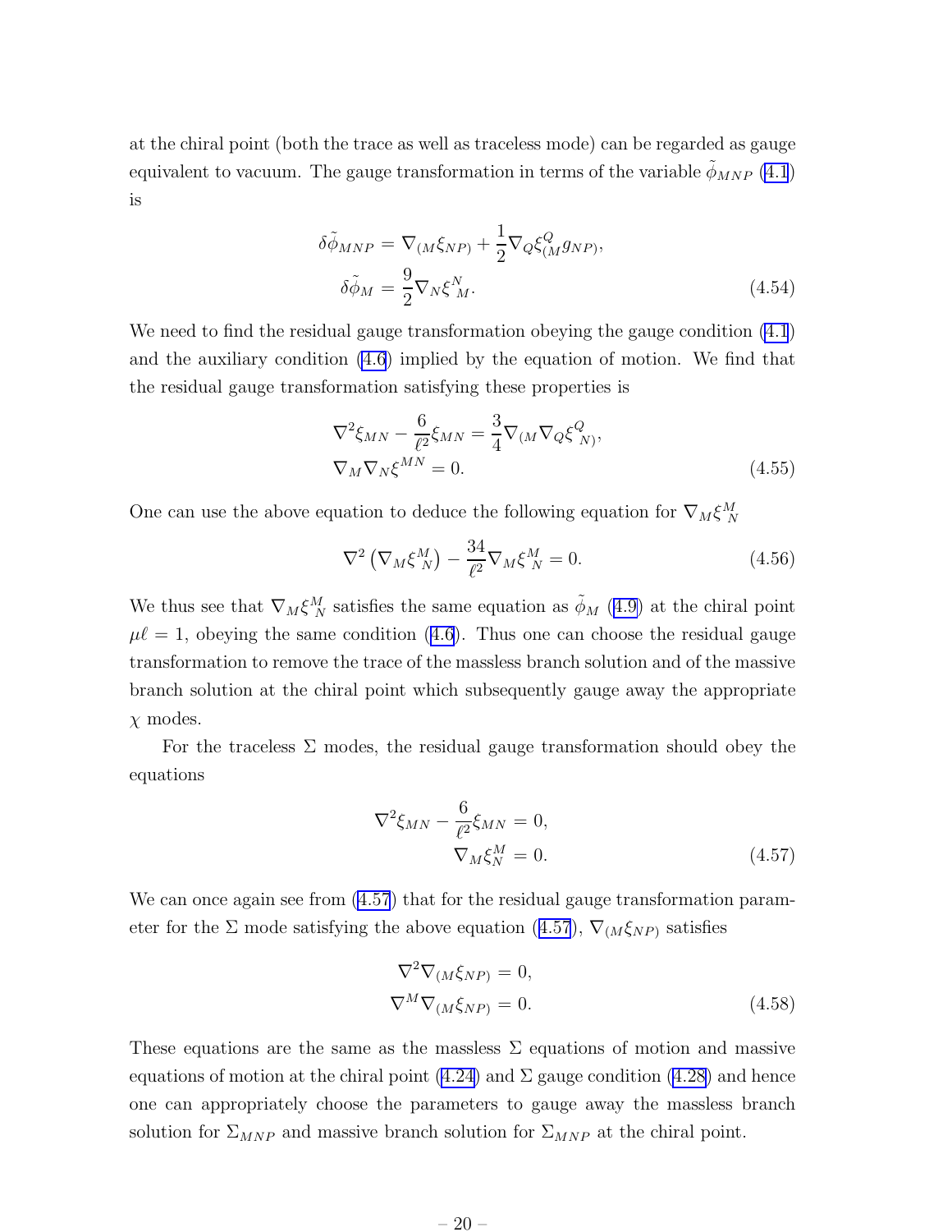at the chiral point (both the trace as well as traceless mode) can be regarded as gauge equivalent to vacuum. The gauge transformation in terms of the variable $\tilde{\phi}_{MNP}$ (4.1) is

$$
\begin{aligned}
\delta\tilde{\phi}_{MNP} &= \nabla_{(M}\xi_{NP)} + \frac{1}{2}\nabla_Q\xi^Q_{(M}g_{NP)}, \\
\delta\tilde{\phi}_M &= \frac{9}{2}\nabla_N\xi^N{}_M.
\end{aligned}
\tag{4.54}
$$

We need to find the residual gauge transformation obeying the gauge condition (4.1) and the auxiliary condition (4.6) implied by the equation of motion. We find that the residual gauge transformation satisfying these properties is

$$
\begin{aligned}
\nabla^2\xi_{MN} - \frac{6}{\ell^2}\xi_{MN} &= \frac{3}{4}\nabla_{(M}\nabla_Q\xi^Q{}_{N)}, \\
\nabla_M\nabla_N\xi^{MN} &= 0.
\end{aligned}
\tag{4.55}
$$

One can use the above equation to deduce the following equation for $\nabla_M\xi^M_N$

$$
\nabla^2\left(\nabla_M\xi^M_N\right) - \frac{34}{\ell^2}\nabla_M\xi^M_N = 0. \tag{4.56}
$$

We thus see that $\nabla_M\xi^M_N$ satisfies the same equation as $\tilde{\phi}_M$ (4.9) at the chiral point $\mu\ell = 1$, obeying the same condition (4.6). Thus one can choose the residual gauge transformation to remove the trace of the massless branch solution and of the massive branch solution at the chiral point which subsequently gauge away the appropriate $\chi$ modes.

For the traceless $\Sigma$ modes, the residual gauge transformation should obey the equations

$$
\begin{aligned}
\nabla^2\xi_{MN} - \frac{6}{\ell^2}\xi_{MN} &= 0, \\
\nabla_M\xi^M_N &= 0.
\end{aligned}
\tag{4.57}
$$

We can once again see from (4.57) that for the residual gauge transformation parameter for the $\Sigma$ mode satisfying the above equation (4.57), $\nabla_{(M}\xi_{NP)}$ satisfies

$$
\begin{aligned}
\nabla^2\nabla_{(M}\xi_{NP)} &= 0, \\
\nabla^M\nabla_{(M}\xi_{NP)} &= 0.
\end{aligned}
\tag{4.58}
$$

These equations are the same as the massless $\Sigma$ equations of motion and massive equations of motion at the chiral point (4.24) and $\Sigma$ gauge condition (4.28) and hence one can appropriately choose the parameters to gauge away the massless branch solution for $\Sigma_{MNP}$ and massive branch solution for $\Sigma_{MNP}$ at the chiral point.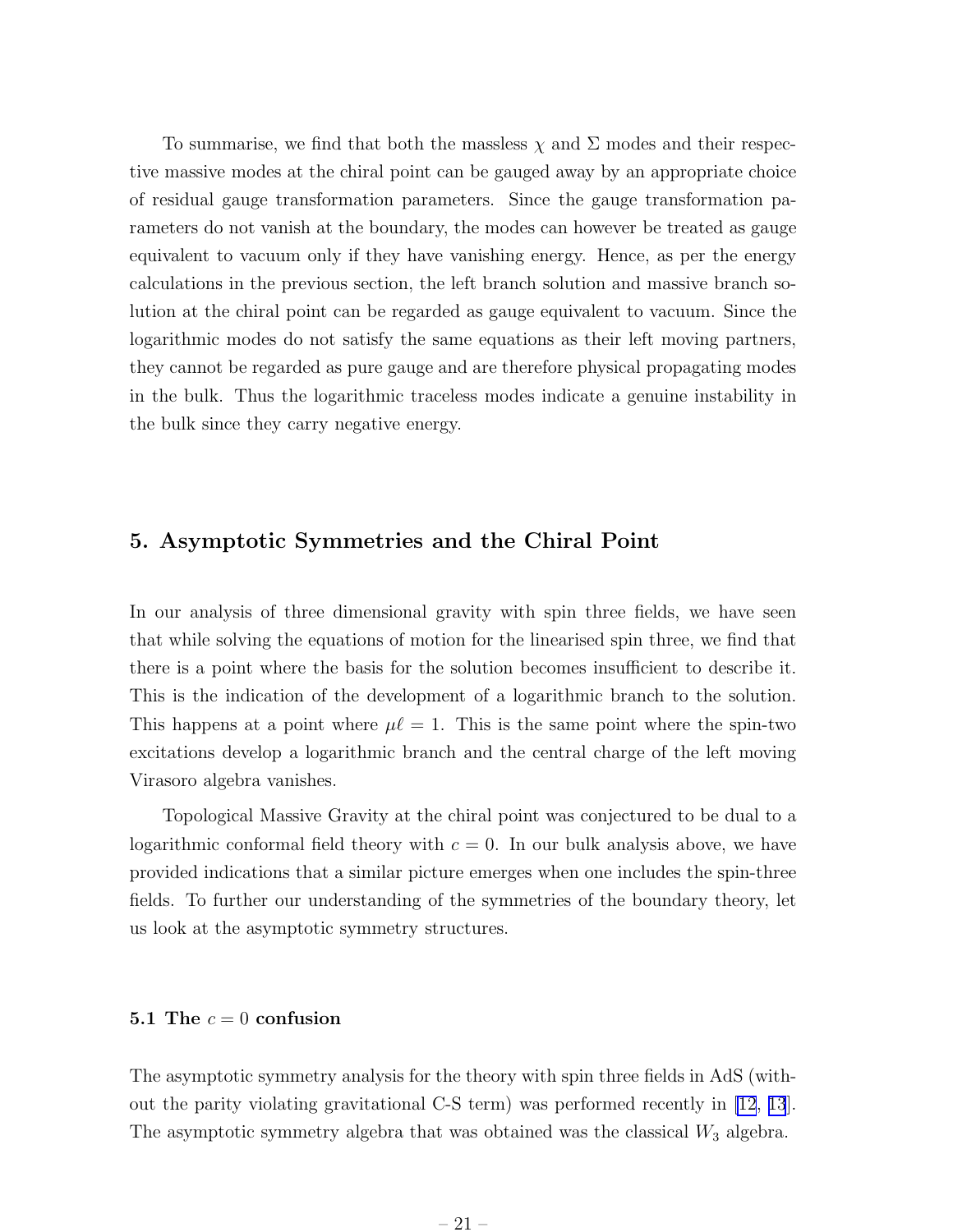To summarise, we find that both the massless $\chi$ and $\Sigma$ modes and their respective massive modes at the chiral point can be gauged away by an appropriate choice of residual gauge transformation parameters. Since the gauge transformation parameters do not vanish at the boundary, the modes can however be treated as gauge equivalent to vacuum only if they have vanishing energy. Hence, as per the energy calculations in the previous section, the left branch solution and massive branch solution at the chiral point can be regarded as gauge equivalent to vacuum. Since the logarithmic modes do not satisfy the same equations as their left moving partners, they cannot be regarded as pure gauge and are therefore physical propagating modes in the bulk. Thus the logarithmic traceless modes indicate a genuine instability in the bulk since they carry negative energy.

## 5. Asymptotic Symmetries and the Chiral Point

In our analysis of three dimensional gravity with spin three fields, we have seen that while solving the equations of motion for the linearised spin three, we find that there is a point where the basis for the solution becomes insufficient to describe it. This is the indication of the development of a logarithmic branch to the solution. This happens at a point where $\mu\ell = 1$. This is the same point where the spin-two excitations develop a logarithmic branch and the central charge of the left moving Virasoro algebra vanishes.

Topological Massive Gravity at the chiral point was conjectured to be dual to a logarithmic conformal field theory with $c = 0$. In our bulk analysis above, we have provided indications that a similar picture emerges when one includes the spin-three fields. To further our understanding of the symmetries of the boundary theory, let us look at the asymptotic symmetry structures.

### 5.1 The $c = 0$ confusion

The asymptotic symmetry analysis for the theory with spin three fields in AdS (without the parity violating gravitational C-S term) was performed recently in [12, 13]. The asymptotic symmetry algebra that was obtained was the classical $W_3$ algebra.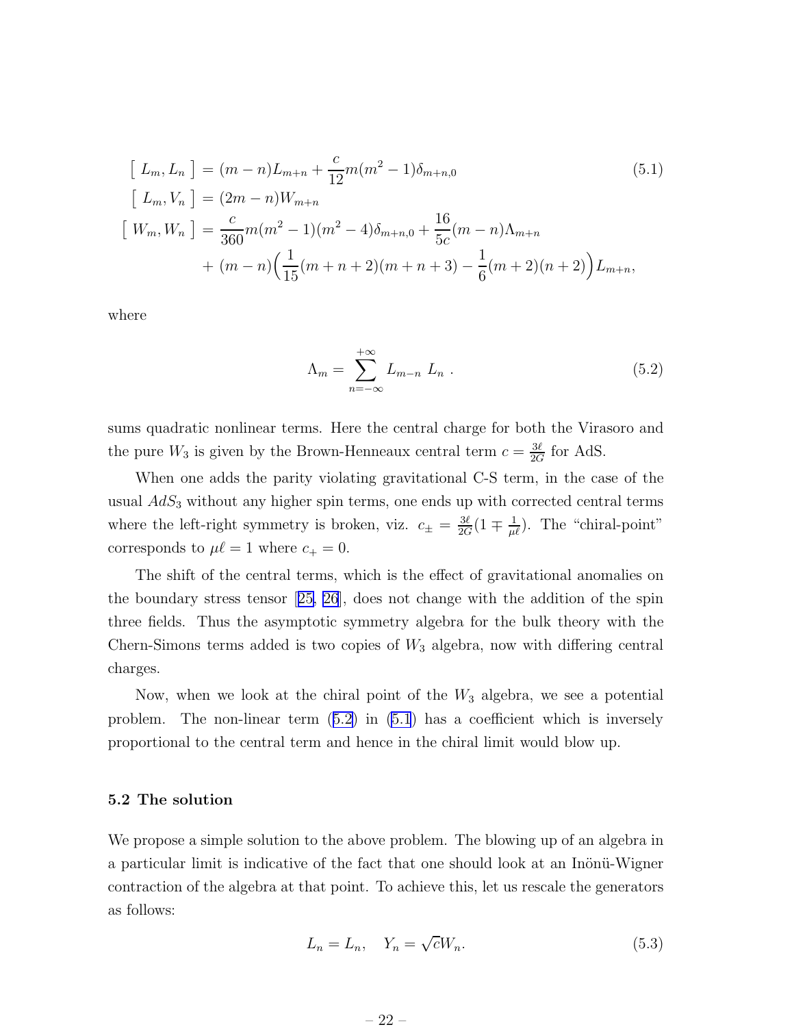$$
\begin{aligned}
\left[\, L_m, L_n \,\right] &= (m-n)L_{m+n} + \frac{c}{12}m(m^2-1)\delta_{m+n,0} \\
\left[\, L_m, V_n \,\right] &= (2m-n)W_{m+n} \\
\left[\, W_m, W_n \,\right] &= \frac{c}{360}m(m^2-1)(m^2-4)\delta_{m+n,0} + \frac{16}{5c}(m-n)\Lambda_{m+n} \\
&\quad + (m-n)\Big(\frac{1}{15}(m+n+2)(m+n+3) - \frac{1}{6}(m+2)(n+2)\Big)L_{m+n},
\end{aligned}
\tag{5.1}
$$

where

$$
\Lambda_m = \sum_{n=-\infty}^{+\infty} L_{m-n}\, L_n \ . \tag{5.2}
$$

sums quadratic nonlinear terms. Here the central charge for both the Virasoro and the pure $W_3$ is given by the Brown-Henneaux central term $c = \frac{3\ell}{2G}$ for AdS.

When one adds the parity violating gravitational C-S term, in the case of the usual $AdS_3$ without any higher spin terms, one ends up with corrected central terms where the left-right symmetry is broken, viz. $c_{\pm} = \frac{3\ell}{2G}(1 \mp \frac{1}{\mu\ell})$. The "chiral-point" corresponds to $\mu\ell = 1$ where $c_+ = 0$.

The shift of the central terms, which is the effect of gravitational anomalies on the boundary stress tensor [25, 26], does not change with the addition of the spin three fields. Thus the asymptotic symmetry algebra for the bulk theory with the Chern-Simons terms added is two copies of $W_3$ algebra, now with differing central charges.

Now, when we look at the chiral point of the $W_3$ algebra, we see a potential problem. The non-linear term (5.2) in (5.1) has a coefficient which is inversely proportional to the central term and hence in the chiral limit would blow up.

### 5.2 The solution

We propose a simple solution to the above problem. The blowing up of an algebra in a particular limit is indicative of the fact that one should look at an Inönü-Wigner contraction of the algebra at that point. To achieve this, let us rescale the generators as follows:

$$
L_n = L_n, \quad Y_n = \sqrt{c}W_n. \tag{5.3}
$$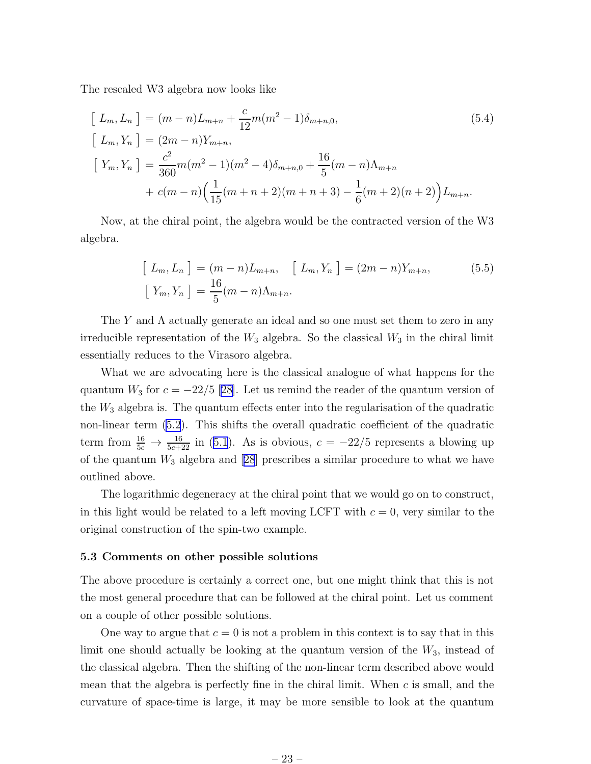The rescaled W3 algebra now looks like

$$
\begin{aligned}
\left[\, L_m, L_n \,\right] &= (m-n)L_{m+n} + \frac{c}{12}m(m^2-1)\delta_{m+n,0}, \\
\left[\, L_m, Y_n \,\right] &= (2m-n)Y_{m+n}, \\
\left[\, Y_m, Y_n \,\right] &= \frac{c^2}{360}m(m^2-1)(m^2-4)\delta_{m+n,0} + \frac{16}{5}(m-n)\Lambda_{m+n} \\
&\quad + c(m-n)\Big(\frac{1}{15}(m+n+2)(m+n+3) - \frac{1}{6}(m+2)(n+2)\Big)L_{m+n}.
\end{aligned}
\tag{5.4}
$$

Now, at the chiral point, the algebra would be the contracted version of the W3 algebra.

$$
\begin{aligned}
\left[\, L_m, L_n \,\right] &= (m-n)L_{m+n}, \quad \left[\, L_m, Y_n \,\right] = (2m-n)Y_{m+n}, \\
\left[\, Y_m, Y_n \,\right] &= \frac{16}{5}(m-n)\Lambda_{m+n}.
\end{aligned}
\tag{5.5}
$$

The $Y$ and $\Lambda$ actually generate an ideal and so one must set them to zero in any irreducible representation of the $W_3$ algebra. So the classical $W_3$ in the chiral limit essentially reduces to the Virasoro algebra.

What we are advocating here is the classical analogue of what happens for the quantum $W_3$ for $c = -22/5$ [28]. Let us remind the reader of the quantum version of the $W_3$ algebra is. The quantum effects enter into the regularisation of the quadratic non-linear term (5.2). This shifts the overall quadratic coefficient of the quadratic term from $\frac{16}{5c} \to \frac{16}{5c+22}$ in (5.1). As is obvious, $c = -22/5$ represents a blowing up of the quantum $W_3$ algebra and [28] prescribes a similar procedure to what we have outlined above.

The logarithmic degeneracy at the chiral point that we would go on to construct, in this light would be related to a left moving LCFT with $c = 0$, very similar to the original construction of the spin-two example.

### 5.3 Comments on other possible solutions

The above procedure is certainly a correct one, but one might think that this is not the most general procedure that can be followed at the chiral point. Let us comment on a couple of other possible solutions.

One way to argue that $c = 0$ is not a problem in this context is to say that in this limit one should actually be looking at the quantum version of the $W_3$, instead of the classical algebra. Then the shifting of the non-linear term described above would mean that the algebra is perfectly fine in the chiral limit. When $c$ is small, and the curvature of space-time is large, it may be more sensible to look at the quantum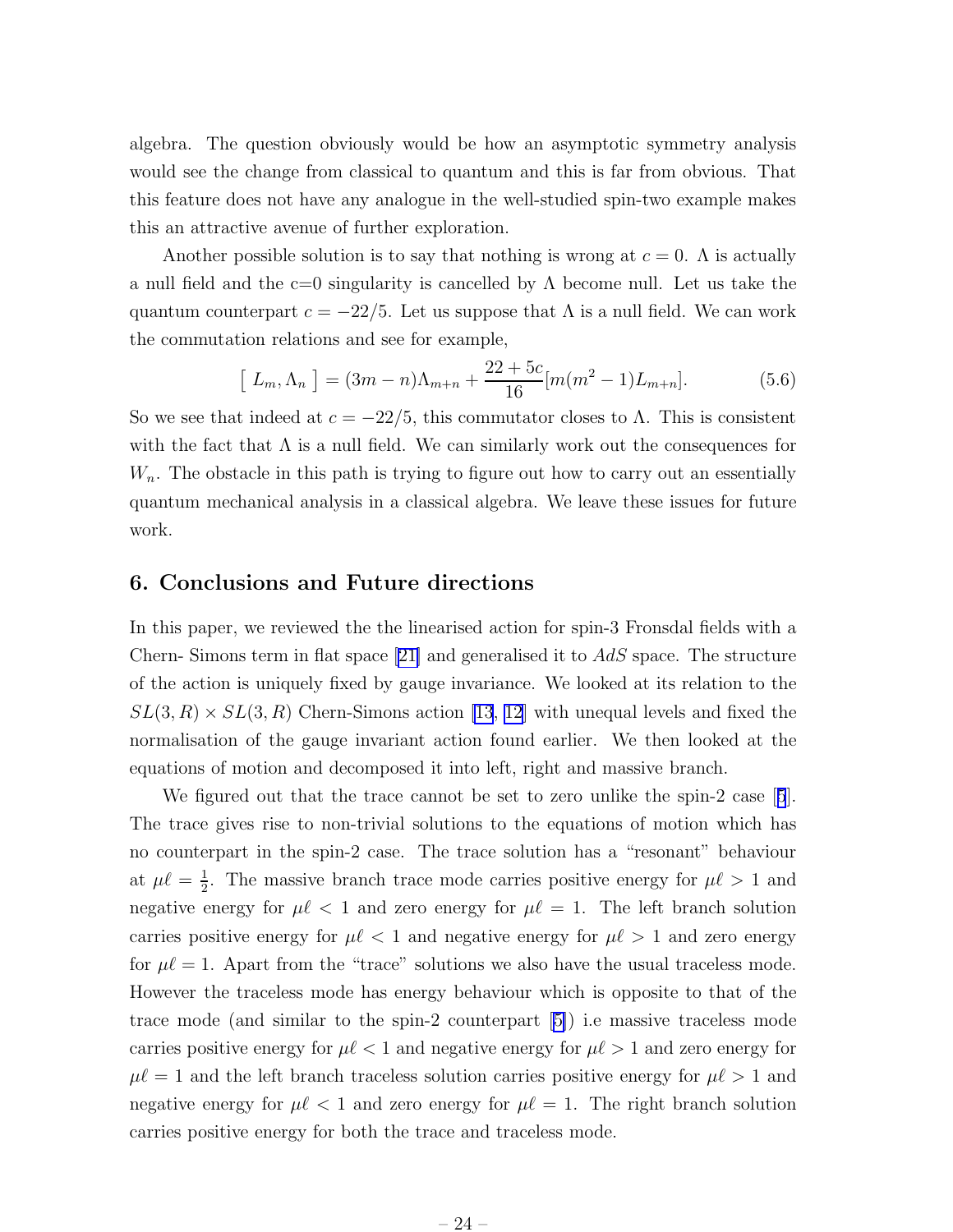algebra. The question obviously would be how an asymptotic symmetry analysis would see the change from classical to quantum and this is far from obvious. That this feature does not have any analogue in the well-studied spin-two example makes this an attractive avenue of further exploration.

Another possible solution is to say that nothing is wrong at $c = 0$. $\Lambda$ is actually a null field and the c=0 singularity is cancelled by $\Lambda$ become null. Let us take the quantum counterpart $c = -22/5$. Let us suppose that $\Lambda$ is a null field. We can work the commutation relations and see for example,

$$
[\ L_m, \Lambda_n\ ] = (3m - n)\Lambda_{m+n} + \frac{22 + 5c}{16}[m(m^2 - 1)L_{m+n}]. \tag{5.6}
$$

So we see that indeed at $c = -22/5$, this commutator closes to $\Lambda$. This is consistent with the fact that $\Lambda$ is a null field. We can similarly work out the consequences for $W_n$. The obstacle in this path is trying to figure out how to carry out an essentially quantum mechanical analysis in a classical algebra. We leave these issues for future work.

## 6. Conclusions and Future directions

In this paper, we reviewed the the linearised action for spin-3 Fronsdal fields with a Chern- Simons term in flat space [21] and generalised it to $AdS$ space. The structure of the action is uniquely fixed by gauge invariance. We looked at its relation to the $SL(3, R) \times SL(3, R)$ Chern-Simons action [13, 12] with unequal levels and fixed the normalisation of the gauge invariant action found earlier. We then looked at the equations of motion and decomposed it into left, right and massive branch.

We figured out that the trace cannot be set to zero unlike the spin-2 case [5]. The trace gives rise to non-trivial solutions to the equations of motion which has no counterpart in the spin-2 case. The trace solution has a "resonant" behaviour at $\mu\ell = \frac{1}{2}$. The massive branch trace mode carries positive energy for $\mu\ell > 1$ and negative energy for $\mu\ell < 1$ and zero energy for $\mu\ell = 1$. The left branch solution carries positive energy for $\mu\ell < 1$ and negative energy for $\mu\ell > 1$ and zero energy for $\mu\ell = 1$. Apart from the "trace" solutions we also have the usual traceless mode. However the traceless mode has energy behaviour which is opposite to that of the trace mode (and similar to the spin-2 counterpart [5]) i.e massive traceless mode carries positive energy for $\mu\ell < 1$ and negative energy for $\mu\ell > 1$ and zero energy for $\mu\ell = 1$ and the left branch traceless solution carries positive energy for $\mu\ell > 1$ and negative energy for $\mu\ell < 1$ and zero energy for $\mu\ell = 1$. The right branch solution carries positive energy for both the trace and traceless mode.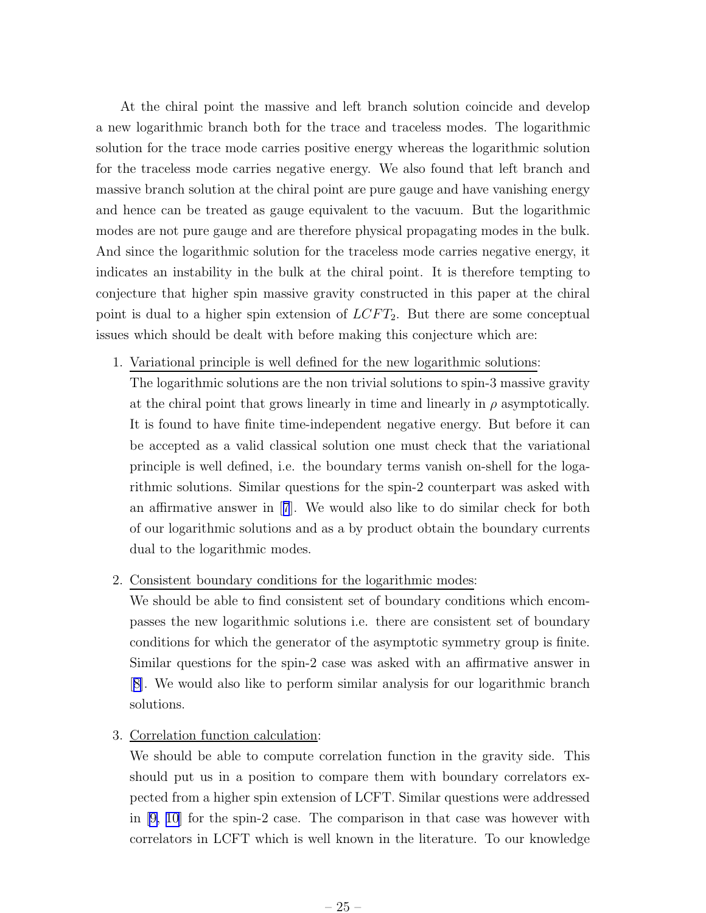At the chiral point the massive and left branch solution coincide and develop a new logarithmic branch both for the trace and traceless modes. The logarithmic solution for the trace mode carries positive energy whereas the logarithmic solution for the traceless mode carries negative energy. We also found that left branch and massive branch solution at the chiral point are pure gauge and have vanishing energy and hence can be treated as gauge equivalent to the vacuum. But the logarithmic modes are not pure gauge and are therefore physical propagating modes in the bulk. And since the logarithmic solution for the traceless mode carries negative energy, it indicates an instability in the bulk at the chiral point. It is therefore tempting to conjecture that higher spin massive gravity constructed in this paper at the chiral point is dual to a higher spin extension of $LCFT_2$. But there are some conceptual issues which should be dealt with before making this conjecture which are:

1. Variational principle is well defined for the new logarithmic solutions:
   The logarithmic solutions are the non trivial solutions to spin-3 massive gravity at the chiral point that grows linearly in time and linearly in $\rho$ asymptotically. It is found to have finite time-independent negative energy. But before it can be accepted as a valid classical solution one must check that the variational principle is well defined, i.e. the boundary terms vanish on-shell for the logarithmic solutions. Similar questions for the spin-2 counterpart was asked with an affirmative answer in [7]. We would also like to do similar check for both of our logarithmic solutions and as a by product obtain the boundary currents dual to the logarithmic modes.

2. Consistent boundary conditions for the logarithmic modes:
   We should be able to find consistent set of boundary conditions which encompasses the new logarithmic solutions i.e. there are consistent set of boundary conditions for which the generator of the asymptotic symmetry group is finite. Similar questions for the spin-2 case was asked with an affirmative answer in [8]. We would also like to perform similar analysis for our logarithmic branch solutions.

3. Correlation function calculation:
   We should be able to compute correlation function in the gravity side. This should put us in a position to compare them with boundary correlators expected from a higher spin extension of LCFT. Similar questions were addressed in [9, 10] for the spin-2 case. The comparison in that case was however with correlators in LCFT which is well known in the literature. To our knowledge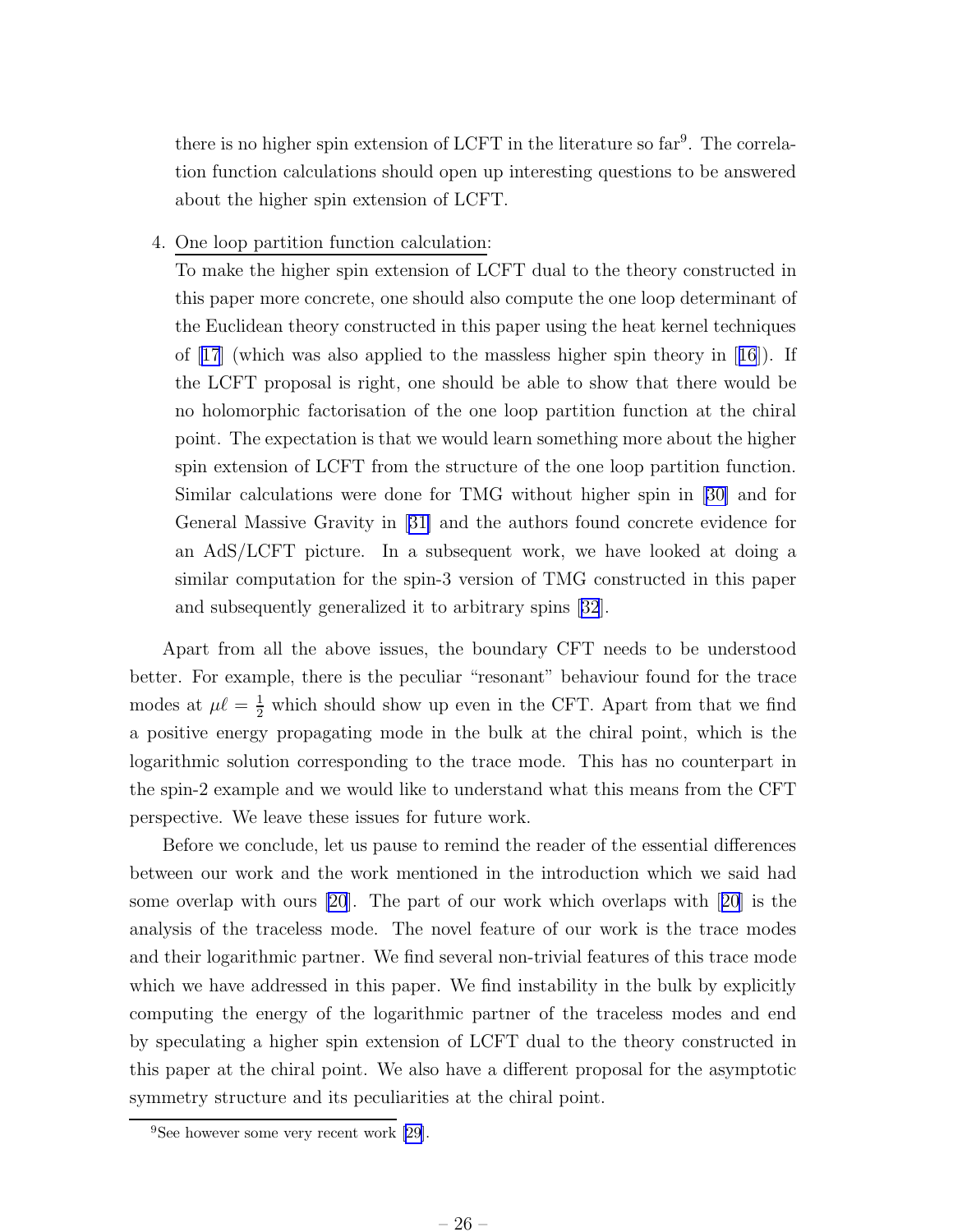there is no higher spin extension of LCFT in the literature so far[9]. The correlation function calculations should open up interesting questions to be answered about the higher spin extension of LCFT.

4. <u>One loop partition function calculation</u>:
   To make the higher spin extension of LCFT dual to the theory constructed in this paper more concrete, one should also compute the one loop determinant of the Euclidean theory constructed in this paper using the heat kernel techniques of [17] (which was also applied to the massless higher spin theory in [16]). If the LCFT proposal is right, one should be able to show that there would be no holomorphic factorisation of the one loop partition function at the chiral point. The expectation is that we would learn something more about the higher spin extension of LCFT from the structure of the one loop partition function. Similar calculations were done for TMG without higher spin in [30] and for General Massive Gravity in [31] and the authors found concrete evidence for an AdS/LCFT picture. In a subsequent work, we have looked at doing a similar computation for the spin-3 version of TMG constructed in this paper and subsequently generalized it to arbitrary spins [32].

Apart from all the above issues, the boundary CFT needs to be understood better. For example, there is the peculiar "resonant" behaviour found for the trace modes at $\mu\ell = \frac{1}{2}$ which should show up even in the CFT. Apart from that we find a positive energy propagating mode in the bulk at the chiral point, which is the logarithmic solution corresponding to the trace mode. This has no counterpart in the spin-2 example and we would like to understand what this means from the CFT perspective. We leave these issues for future work.

Before we conclude, let us pause to remind the reader of the essential differences between our work and the work mentioned in the introduction which we said had some overlap with ours [20]. The part of our work which overlaps with [20] is the analysis of the traceless mode. The novel feature of our work is the trace modes and their logarithmic partner. We find several non-trivial features of this trace mode which we have addressed in this paper. We find instability in the bulk by explicitly computing the energy of the logarithmic partner of the traceless modes and end by speculating a higher spin extension of LCFT dual to the theory constructed in this paper at the chiral point. We also have a different proposal for the asymptotic symmetry structure and its peculiarities at the chiral point.

[9] See however some very recent work [29].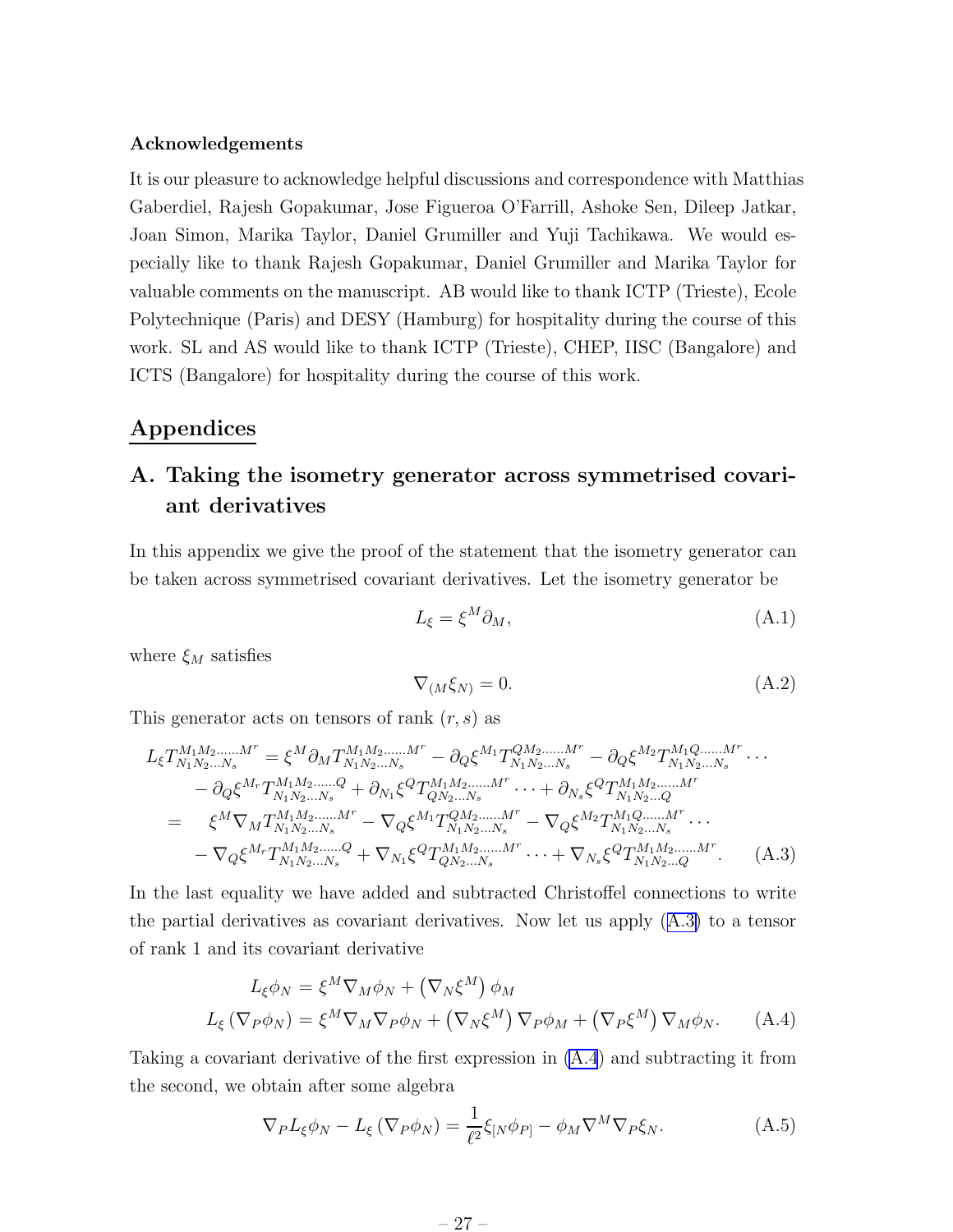**Acknowledgements**

It is our pleasure to acknowledge helpful discussions and correspondence with Matthias Gaberdiel, Rajesh Gopakumar, Jose Figueroa O'Farrill, Ashoke Sen, Dileep Jatkar, Joan Simon, Marika Taylor, Daniel Grumiller and Yuji Tachikawa. We would especially like to thank Rajesh Gopakumar, Daniel Grumiller and Marika Taylor for valuable comments on the manuscript. AB would like to thank ICTP (Trieste), Ecole Polytechnique (Paris) and DESY (Hamburg) for hospitality during the course of this work. SL and AS would like to thank ICTP (Trieste), CHEP, IISC (Bangalore) and ICTS (Bangalore) for hospitality during the course of this work.

## Appendices

## A. Taking the isometry generator across symmetrised covariant derivatives

In this appendix we give the proof of the statement that the isometry generator can be taken across symmetrised covariant derivatives. Let the isometry generator be

$$L_\xi = \xi^M \partial_M, \tag{A.1}$$

where $\xi_M$ satisfies

$$\nabla_{(M}\xi_{N)} = 0. \tag{A.2}$$

This generator acts on tensors of rank $(r, s)$ as

$$\begin{aligned}
L_\xi T^{M_1 M_2 \ldots\ldots M^r}_{N_1 N_2 \ldots N_s} &= \xi^M \partial_M T^{M_1 M_2 \ldots\ldots M^r}_{N_1 N_2 \ldots N_s} - \partial_Q \xi^{M_1} T^{Q M_2 \ldots\ldots M^r}_{N_1 N_2 \ldots N_s} - \partial_Q \xi^{M_2} T^{M_1 Q \ldots\ldots M^r}_{N_1 N_2 \ldots N_s} \cdots \\
&\quad - \partial_Q \xi^{M_r} T^{M_1 M_2 \ldots\ldots Q}_{N_1 N_2 \ldots N_s} + \partial_{N_1} \xi^Q T^{M_1 M_2 \ldots\ldots M^r}_{Q N_2 \ldots N_s} \cdots + \partial_{N_s} \xi^Q T^{M_1 M_2 \ldots\ldots M^r}_{N_1 N_2 \ldots Q} \\
&= \quad \xi^M \nabla_M T^{M_1 M_2 \ldots\ldots M^r}_{N_1 N_2 \ldots N_s} - \nabla_Q \xi^{M_1} T^{Q M_2 \ldots\ldots M^r}_{N_1 N_2 \ldots N_s} - \nabla_Q \xi^{M_2} T^{M_1 Q \ldots\ldots M^r}_{N_1 N_2 \ldots N_s} \cdots \\
&\quad - \nabla_Q \xi^{M_r} T^{M_1 M_2 \ldots\ldots Q}_{N_1 N_2 \ldots N_s} + \nabla_{N_1} \xi^Q T^{M_1 M_2 \ldots\ldots M^r}_{Q N_2 \ldots N_s} \cdots + \nabla_{N_s} \xi^Q T^{M_1 M_2 \ldots\ldots M^r}_{N_1 N_2 \ldots Q}.
\end{aligned} \tag{A.3}$$

In the last equality we have added and subtracted Christoffel connections to write the partial derivatives as covariant derivatives. Now let us apply (A.3) to a tensor of rank 1 and its covariant derivative

$$\begin{aligned}
L_\xi \phi_N &= \xi^M \nabla_M \phi_N + \left(\nabla_N \xi^M\right) \phi_M \\
L_\xi \left(\nabla_P \phi_N\right) &= \xi^M \nabla_M \nabla_P \phi_N + \left(\nabla_N \xi^M\right) \nabla_P \phi_M + \left(\nabla_P \xi^M\right) \nabla_M \phi_N.
\end{aligned} \tag{A.4}$$

Taking a covariant derivative of the first expression in (A.4) and subtracting it from the second, we obtain after some algebra

$$\nabla_P L_\xi \phi_N - L_\xi \left(\nabla_P \phi_N\right) = \frac{1}{\ell^2} \xi_{[N} \phi_{P]} - \phi_M \nabla^M \nabla_P \xi_N. \tag{A.5}$$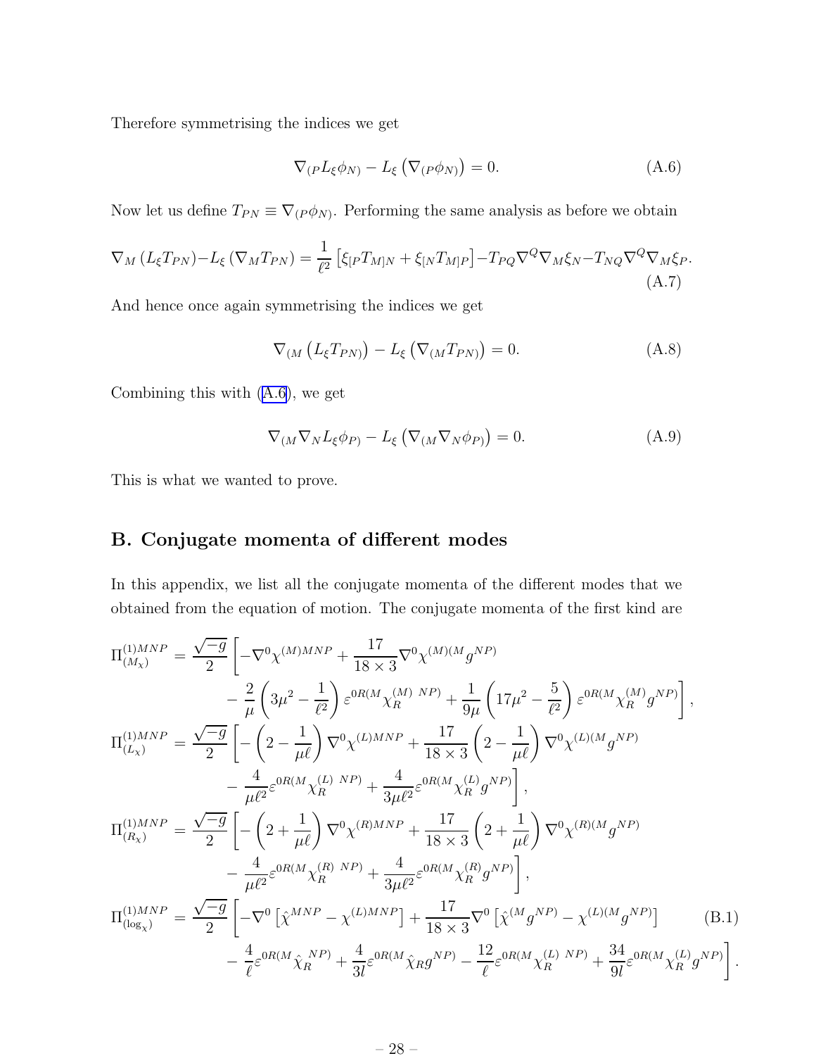Therefore symmetrising the indices we get

$$\nabla_{(P} L_\xi \phi_{N)} - L_\xi \left(\nabla_{(P}\phi_{N)}\right) = 0. \tag{A.6}$$

Now let us define $T_{PN} \equiv \nabla_{(P}\phi_{N)}$. Performing the same analysis as before we obtain

$$\nabla_M \left(L_\xi T_{PN}\right) - L_\xi \left(\nabla_M T_{PN}\right) = \frac{1}{\ell^2}\left[\xi_{[P}T_{M]N} + \xi_{[N}T_{M]P}\right] - T_{PQ}\nabla^Q\nabla_M\xi_N - T_{NQ}\nabla^Q\nabla_M\xi_P. \tag{A.7}$$

And hence once again symmetrising the indices we get

$$\nabla_{(M}\left(L_\xi T_{PN)}\right) - L_\xi\left(\nabla_{(M}T_{PN)}\right) = 0. \tag{A.8}$$

Combining this with (A.6), we get

$$\nabla_{(M}\nabla_N L_\xi \phi_{P)} - L_\xi\left(\nabla_{(M}\nabla_N\phi_{P)}\right) = 0. \tag{A.9}$$

This is what we wanted to prove.

## B. Conjugate momenta of different modes

In this appendix, we list all the conjugate momenta of the different modes that we obtained from the equation of motion. The conjugate momenta of the first kind are

$$\begin{aligned}
\Pi^{(1)MNP}_{(M_\chi)} &= \frac{\sqrt{-g}}{2}\Bigg[-\nabla^0\chi^{(M)MNP} + \frac{17}{18\times 3}\nabla^0\chi^{(M)(M}g^{NP)} \\
&\qquad - \frac{2}{\mu}\left(3\mu^2 - \frac{1}{\ell^2}\right)\varepsilon^{0R(M}\chi_R^{(M)\ NP)} + \frac{1}{9\mu}\left(17\mu^2 - \frac{5}{\ell^2}\right)\varepsilon^{0R(M}\chi_R^{(M)}g^{NP)}\Bigg], \\
\Pi^{(1)MNP}_{(L_\chi)} &= \frac{\sqrt{-g}}{2}\Bigg[-\left(2 - \frac{1}{\mu\ell}\right)\nabla^0\chi^{(L)MNP} + \frac{17}{18\times 3}\left(2 - \frac{1}{\mu\ell}\right)\nabla^0\chi^{(L)(M}g^{NP)} \\
&\qquad - \frac{4}{\mu\ell^2}\varepsilon^{0R(M}\chi_R^{(L)\ NP)} + \frac{4}{3\mu\ell^2}\varepsilon^{0R(M}\chi_R^{(L)}g^{NP)}\Bigg], \\
\Pi^{(1)MNP}_{(R_\chi)} &= \frac{\sqrt{-g}}{2}\Bigg[-\left(2 + \frac{1}{\mu\ell}\right)\nabla^0\chi^{(R)MNP} + \frac{17}{18\times 3}\left(2 + \frac{1}{\mu\ell}\right)\nabla^0\chi^{(R)(M}g^{NP)} \\
&\qquad - \frac{4}{\mu\ell^2}\varepsilon^{0R(M}\chi_R^{(R)\ NP)} + \frac{4}{3\mu\ell^2}\varepsilon^{0R(M}\chi_R^{(R)}g^{NP)}\Bigg], \\
\Pi^{(1)MNP}_{(\log_\chi)} &= \frac{\sqrt{-g}}{2}\Bigg[-\nabla^0\left[\hat{\chi}^{MNP} - \chi^{(L)MNP}\right] + \frac{17}{18\times 3}\nabla^0\left[\hat{\chi}^{(M}g^{NP)} - \chi^{(L)(M}g^{NP)}\right] \\
&\qquad - \frac{4}{\ell}\varepsilon^{0R(M}\hat{\chi}_R^{\ NP)} + \frac{4}{3l}\varepsilon^{0R(M}\hat{\chi}_R g^{NP)} - \frac{12}{\ell}\varepsilon^{0R(M}\chi_R^{(L)\ NP)} + \frac{34}{9l}\varepsilon^{0R(M}\chi_R^{(L)}g^{NP)}\Bigg].
\end{aligned} \tag{B.1}$$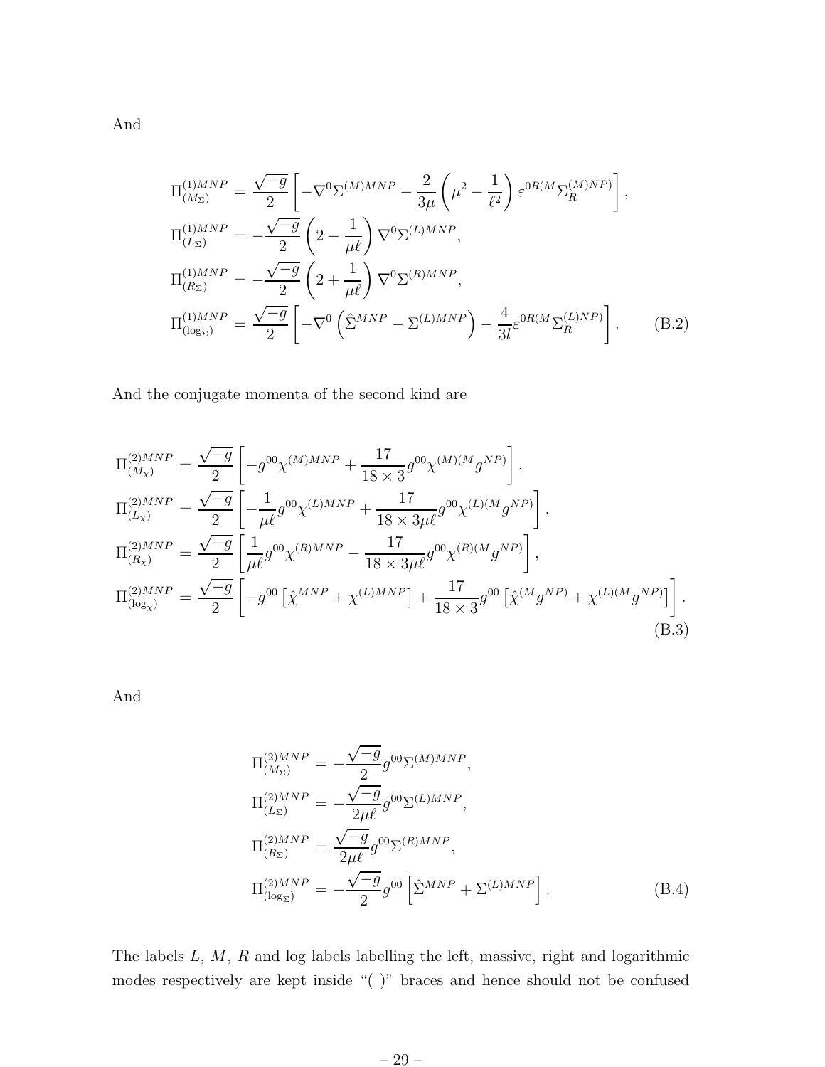And

$$
\begin{aligned}
\Pi^{(1)MNP}_{(M_\Sigma)} &= \frac{\sqrt{-g}}{2}\left[-\nabla^0\Sigma^{(M)MNP} - \frac{2}{3\mu}\left(\mu^2 - \frac{1}{\ell^2}\right)\varepsilon^{0R(M}\Sigma_R^{(M)NP)}\right], \\
\Pi^{(1)MNP}_{(L_\Sigma)} &= -\frac{\sqrt{-g}}{2}\left(2 - \frac{1}{\mu\ell}\right)\nabla^0\Sigma^{(L)MNP}, \\
\Pi^{(1)MNP}_{(R_\Sigma)} &= -\frac{\sqrt{-g}}{2}\left(2 + \frac{1}{\mu\ell}\right)\nabla^0\Sigma^{(R)MNP}, \\
\Pi^{(1)MNP}_{(\log_\Sigma)} &= \frac{\sqrt{-g}}{2}\left[-\nabla^0\left(\hat{\Sigma}^{MNP} - \Sigma^{(L)MNP}\right) - \frac{4}{3l}\varepsilon^{0R(M}\Sigma_R^{(L)NP)}\right].
\end{aligned} \tag{B.2}
$$

And the conjugate momenta of the second kind are

$$
\begin{aligned}
\Pi^{(2)MNP}_{(M_\chi)} &= \frac{\sqrt{-g}}{2}\left[-g^{00}\chi^{(M)MNP} + \frac{17}{18\times 3}g^{00}\chi^{(M)(M}g^{NP)}\right], \\
\Pi^{(2)MNP}_{(L_\chi)} &= \frac{\sqrt{-g}}{2}\left[-\frac{1}{\mu\ell}g^{00}\chi^{(L)MNP} + \frac{17}{18\times 3\mu\ell}g^{00}\chi^{(L)(M}g^{NP)}\right], \\
\Pi^{(2)MNP}_{(R_\chi)} &= \frac{\sqrt{-g}}{2}\left[\frac{1}{\mu\ell}g^{00}\chi^{(R)MNP} - \frac{17}{18\times 3\mu\ell}g^{00}\chi^{(R)(M}g^{NP)}\right], \\
\Pi^{(2)MNP}_{(\log_\chi)} &= \frac{\sqrt{-g}}{2}\left[-g^{00}\left[\hat{\chi}^{MNP} + \chi^{(L)MNP}\right] + \frac{17}{18\times 3}g^{00}\left[\hat{\chi}^{(M}g^{NP)} + \chi^{(L)(M}g^{NP)}\right]\right].
\end{aligned} \tag{B.3}
$$

And

$$
\begin{aligned}
\Pi^{(2)MNP}_{(M_\Sigma)} &= -\frac{\sqrt{-g}}{2}g^{00}\Sigma^{(M)MNP}, \\
\Pi^{(2)MNP}_{(L_\Sigma)} &= -\frac{\sqrt{-g}}{2\mu\ell}g^{00}\Sigma^{(L)MNP}, \\
\Pi^{(2)MNP}_{(R_\Sigma)} &= \frac{\sqrt{-g}}{2\mu\ell}g^{00}\Sigma^{(R)MNP}, \\
\Pi^{(2)MNP}_{(\log_\Sigma)} &= -\frac{\sqrt{-g}}{2}g^{00}\left[\hat{\Sigma}^{MNP} + \Sigma^{(L)MNP}\right].
\end{aligned} \tag{B.4}
$$

The labels $L$, $M$, $R$ and log labels labelling the left, massive, right and logarithmic modes respectively are kept inside "( )" braces and hence should not be confused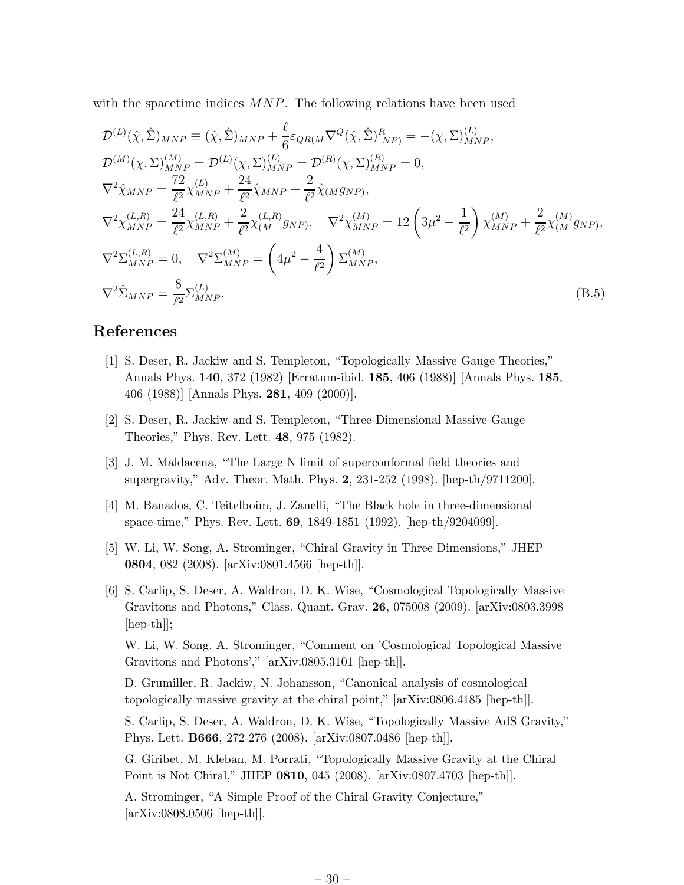with the spacetime indices $MNP$. The following relations have been used

$$
\begin{aligned}
&\mathcal{D}^{(L)}(\hat{\chi},\hat{\Sigma})_{MNP} \equiv (\hat{\chi},\hat{\Sigma})_{MNP} + \frac{\ell}{6}\varepsilon_{QR(M}\nabla^{Q}(\hat{\chi},\hat{\Sigma})^{R}{}_{NP)} = -(\chi,\Sigma)^{(L)}_{MNP},\\
&\mathcal{D}^{(M)}(\chi,\Sigma)^{(M)}_{MNP} = \mathcal{D}^{(L)}(\chi,\Sigma)^{(L)}_{MNP} = \mathcal{D}^{(R)}(\chi,\Sigma)^{(R)}_{MNP} = 0,\\
&\nabla^2\hat{\chi}_{MNP} = \frac{72}{\ell^2}\chi^{(L)}_{MNP} + \frac{24}{\ell^2}\hat{\chi}_{MNP} + \frac{2}{\ell^2}\hat{\chi}_{(M}g_{NP)},\\
&\nabla^2\chi^{(L,R)}_{MNP} = \frac{24}{\ell^2}\chi^{(L,R)}_{MNP} + \frac{2}{\ell^2}\chi^{(L,R)}_{(M}g_{NP)}, \quad \nabla^2\chi^{(M)}_{MNP} = 12\left(3\mu^2 - \frac{1}{\ell^2}\right)\chi^{(M)}_{MNP} + \frac{2}{\ell^2}\chi^{(M)}_{(M}g_{NP)},\\
&\nabla^2\Sigma^{(L,R)}_{MNP} = 0, \quad \nabla^2\Sigma^{(M)}_{MNP} = \left(4\mu^2 - \frac{4}{\ell^2}\right)\Sigma^{(M)}_{MNP},\\
&\nabla^2\hat{\Sigma}_{MNP} = \frac{8}{\ell^2}\Sigma^{(L)}_{MNP}.
\end{aligned}
\tag{B.5}
$$

## References

[1] S. Deser, R. Jackiw and S. Templeton, "Topologically Massive Gauge Theories," Annals Phys. **140**, 372 (1982) [Erratum-ibid. **185**, 406 (1988)] [Annals Phys. **185**, 406 (1988)] [Annals Phys. **281**, 409 (2000)].

[2] S. Deser, R. Jackiw and S. Templeton, "Three-Dimensional Massive Gauge Theories," Phys. Rev. Lett. **48**, 975 (1982).

[3] J. M. Maldacena, "The Large N limit of superconformal field theories and supergravity," Adv. Theor. Math. Phys. **2**, 231-252 (1998). [hep-th/9711200].

[4] M. Banados, C. Teitelboim, J. Zanelli, "The Black hole in three-dimensional space-time," Phys. Rev. Lett. **69**, 1849-1851 (1992). [hep-th/9204099].

[5] W. Li, W. Song, A. Strominger, "Chiral Gravity in Three Dimensions," JHEP **0804**, 082 (2008). [arXiv:0801.4566 [hep-th]].

[6] S. Carlip, S. Deser, A. Waldron, D. K. Wise, "Cosmological Topologically Massive Gravitons and Photons," Class. Quant. Grav. **26**, 075008 (2009). [arXiv:0803.3998 [hep-th]];

W. Li, W. Song, A. Strominger, "Comment on 'Cosmological Topological Massive Gravitons and Photons'," [arXiv:0805.3101 [hep-th]].

D. Grumiller, R. Jackiw, N. Johansson, "Canonical analysis of cosmological topologically massive gravity at the chiral point," [arXiv:0806.4185 [hep-th]].

S. Carlip, S. Deser, A. Waldron, D. K. Wise, "Topologically Massive AdS Gravity," Phys. Lett. **B666**, 272-276 (2008). [arXiv:0807.0486 [hep-th]].

G. Giribet, M. Kleban, M. Porrati, "Topologically Massive Gravity at the Chiral Point is Not Chiral," JHEP **0810**, 045 (2008). [arXiv:0807.4703 [hep-th]].

A. Strominger, "A Simple Proof of the Chiral Gravity Conjecture," [arXiv:0808.0506 [hep-th]].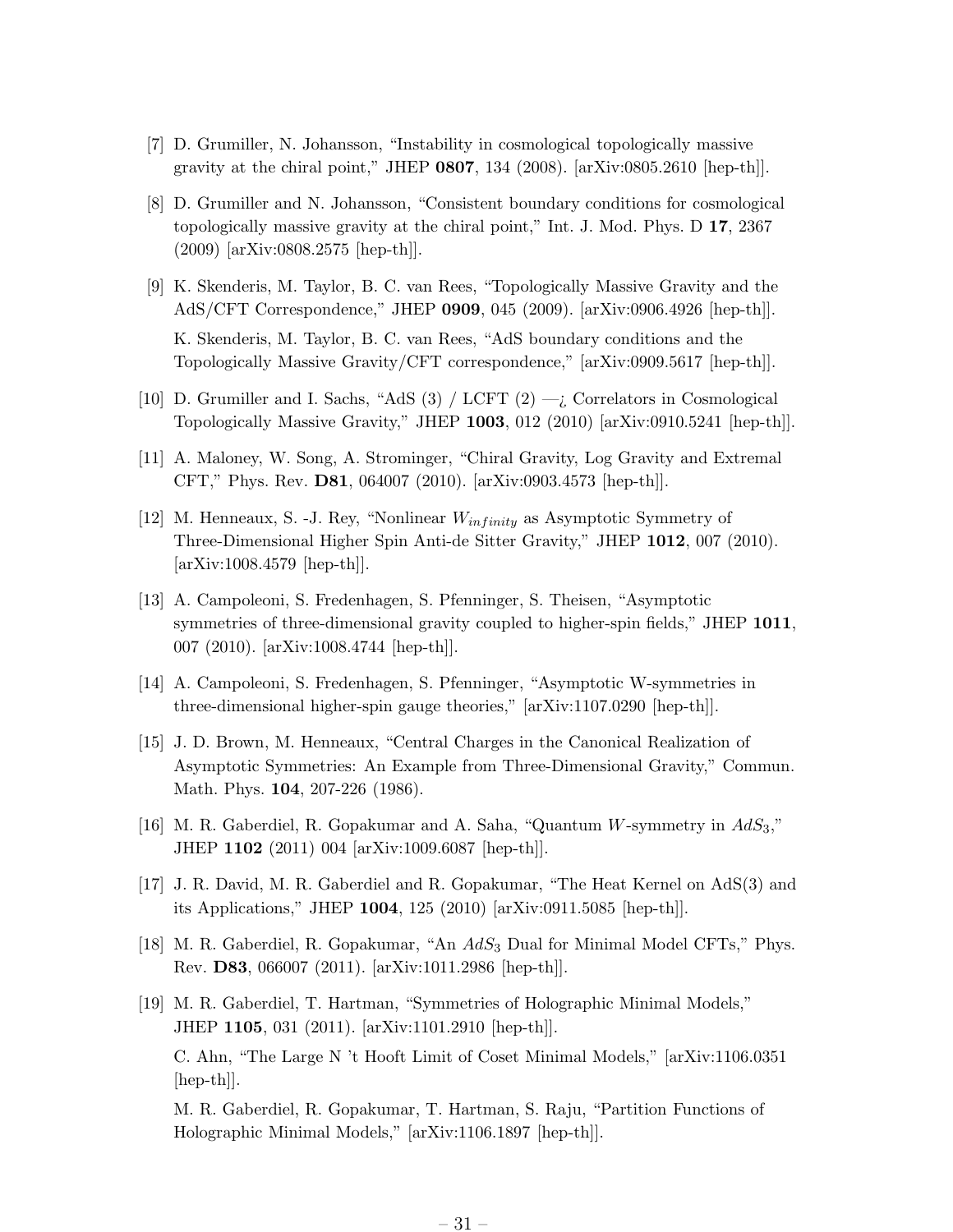[7] D. Grumiller, N. Johansson, "Instability in cosmological topologically massive gravity at the chiral point," JHEP **0807**, 134 (2008). [arXiv:0805.2610 [hep-th]].

[8] D. Grumiller and N. Johansson, "Consistent boundary conditions for cosmological topologically massive gravity at the chiral point," Int. J. Mod. Phys. D **17**, 2367 (2009) [arXiv:0808.2575 [hep-th]].

[9] K. Skenderis, M. Taylor, B. C. van Rees, "Topologically Massive Gravity and the AdS/CFT Correspondence," JHEP **0909**, 045 (2009). [arXiv:0906.4926 [hep-th]].

K. Skenderis, M. Taylor, B. C. van Rees, "AdS boundary conditions and the Topologically Massive Gravity/CFT correspondence," [arXiv:0909.5617 [hep-th]].

[10] D. Grumiller and I. Sachs, "AdS (3) / LCFT (2) —¿ Correlators in Cosmological Topologically Massive Gravity," JHEP **1003**, 012 (2010) [arXiv:0910.5241 [hep-th]].

[11] A. Maloney, W. Song, A. Strominger, "Chiral Gravity, Log Gravity and Extremal CFT," Phys. Rev. **D81**, 064007 (2010). [arXiv:0903.4573 [hep-th]].

[12] M. Henneaux, S. -J. Rey, "Nonlinear $W_{infinity}$ as Asymptotic Symmetry of Three-Dimensional Higher Spin Anti-de Sitter Gravity," JHEP **1012**, 007 (2010). [arXiv:1008.4579 [hep-th]].

[13] A. Campoleoni, S. Fredenhagen, S. Pfenninger, S. Theisen, "Asymptotic symmetries of three-dimensional gravity coupled to higher-spin fields," JHEP **1011**, 007 (2010). [arXiv:1008.4744 [hep-th]].

[14] A. Campoleoni, S. Fredenhagen, S. Pfenninger, "Asymptotic W-symmetries in three-dimensional higher-spin gauge theories," [arXiv:1107.0290 [hep-th]].

[15] J. D. Brown, M. Henneaux, "Central Charges in the Canonical Realization of Asymptotic Symmetries: An Example from Three-Dimensional Gravity," Commun. Math. Phys. **104**, 207-226 (1986).

[16] M. R. Gaberdiel, R. Gopakumar and A. Saha, "Quantum $W$-symmetry in $AdS_3$," JHEP **1102** (2011) 004 [arXiv:1009.6087 [hep-th]].

[17] J. R. David, M. R. Gaberdiel and R. Gopakumar, "The Heat Kernel on AdS(3) and its Applications," JHEP **1004**, 125 (2010) [arXiv:0911.5085 [hep-th]].

[18] M. R. Gaberdiel, R. Gopakumar, "An $AdS_3$ Dual for Minimal Model CFTs," Phys. Rev. **D83**, 066007 (2011). [arXiv:1011.2986 [hep-th]].

[19] M. R. Gaberdiel, T. Hartman, "Symmetries of Holographic Minimal Models," JHEP **1105**, 031 (2011). [arXiv:1101.2910 [hep-th]].

C. Ahn, "The Large N 't Hooft Limit of Coset Minimal Models," [arXiv:1106.0351 [hep-th]].

M. R. Gaberdiel, R. Gopakumar, T. Hartman, S. Raju, "Partition Functions of Holographic Minimal Models," [arXiv:1106.1897 [hep-th]].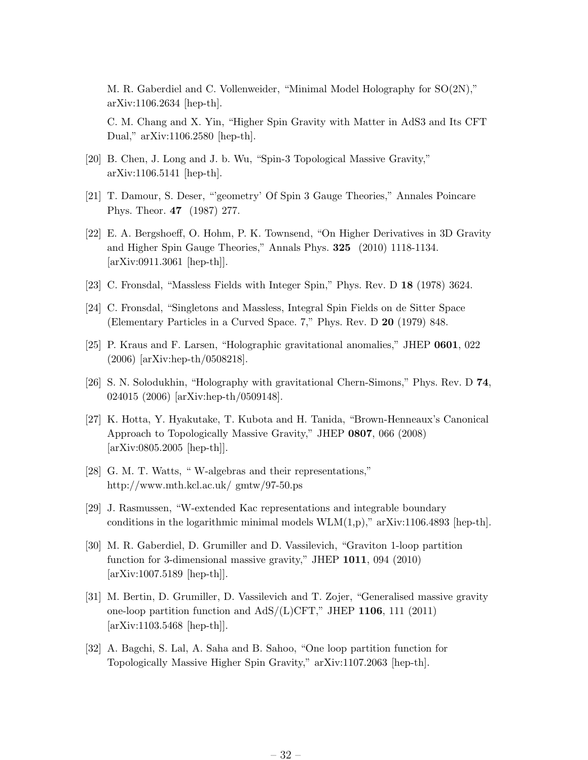M. R. Gaberdiel and C. Vollenweider, "Minimal Model Holography for SO(2N)," arXiv:1106.2634 [hep-th].

C. M. Chang and X. Yin, "Higher Spin Gravity with Matter in AdS3 and Its CFT Dual," arXiv:1106.2580 [hep-th].

[20] B. Chen, J. Long and J. b. Wu, "Spin-3 Topological Massive Gravity," arXiv:1106.5141 [hep-th].

[21] T. Damour, S. Deser, "'geometry' Of Spin 3 Gauge Theories," Annales Poincare Phys. Theor. **47** (1987) 277.

[22] E. A. Bergshoeff, O. Hohm, P. K. Townsend, "On Higher Derivatives in 3D Gravity and Higher Spin Gauge Theories," Annals Phys. **325** (2010) 1118-1134. [arXiv:0911.3061 [hep-th]].

[23] C. Fronsdal, "Massless Fields with Integer Spin," Phys. Rev. D **18** (1978) 3624.

[24] C. Fronsdal, "Singletons and Massless, Integral Spin Fields on de Sitter Space (Elementary Particles in a Curved Space. 7," Phys. Rev. D **20** (1979) 848.

[25] P. Kraus and F. Larsen, "Holographic gravitational anomalies," JHEP **0601**, 022 (2006) [arXiv:hep-th/0508218].

[26] S. N. Solodukhin, "Holography with gravitational Chern-Simons," Phys. Rev. D **74**, 024015 (2006) [arXiv:hep-th/0509148].

[27] K. Hotta, Y. Hyakutake, T. Kubota and H. Tanida, "Brown-Henneaux's Canonical Approach to Topologically Massive Gravity," JHEP **0807**, 066 (2008) [arXiv:0805.2005 [hep-th]].

[28] G. M. T. Watts, " W-algebras and their representations," http://www.mth.kcl.ac.uk/ gmtw/97-50.ps

[29] J. Rasmussen, "W-extended Kac representations and integrable boundary conditions in the logarithmic minimal models WLM(1,p)," arXiv:1106.4893 [hep-th].

[30] M. R. Gaberdiel, D. Grumiller and D. Vassilevich, "Graviton 1-loop partition function for 3-dimensional massive gravity," JHEP **1011**, 094 (2010) [arXiv:1007.5189 [hep-th]].

[31] M. Bertin, D. Grumiller, D. Vassilevich and T. Zojer, "Generalised massive gravity one-loop partition function and AdS/(L)CFT," JHEP **1106**, 111 (2011) [arXiv:1103.5468 [hep-th]].

[32] A. Bagchi, S. Lal, A. Saha and B. Sahoo, "One loop partition function for Topologically Massive Higher Spin Gravity," arXiv:1107.2063 [hep-th].